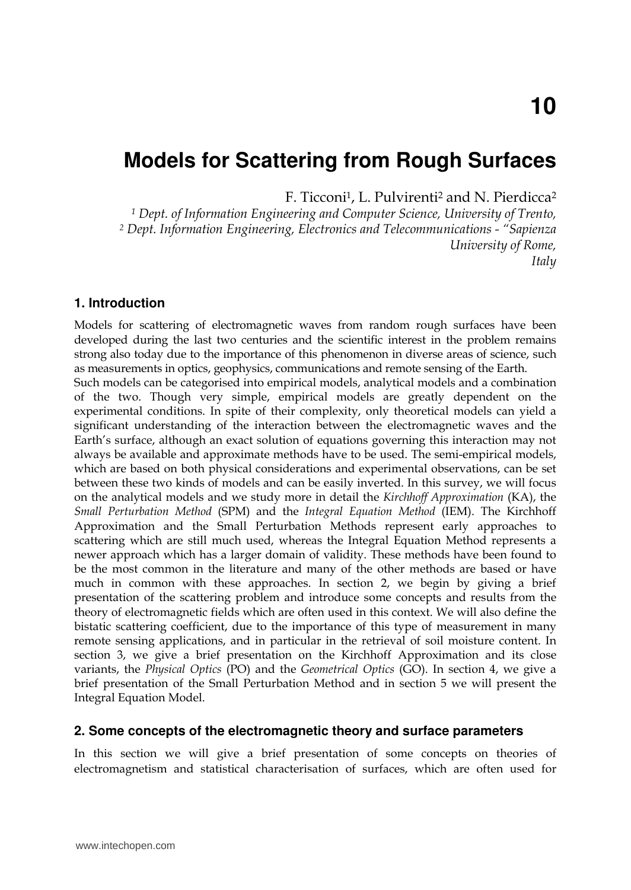# 10

# Models for Scattering from Rough Surfaces

F. Ticconi[1], L. Pulvirenti[2] and N. Pierdicca[2]

*[1] Dept. of Information Engineering and Computer Science, University of Trento,*
*[2] Dept. Information Engineering, Electronics and Telecommunications - "Sapienza University of Rome,*
*Italy*

## 1. Introduction

Models for scattering of electromagnetic waves from random rough surfaces have been developed during the last two centuries and the scientific interest in the problem remains strong also today due to the importance of this phenomenon in diverse areas of science, such as measurements in optics, geophysics, communications and remote sensing of the Earth.
Such models can be categorised into empirical models, analytical models and a combination of the two. Though very simple, empirical models are greatly dependent on the experimental conditions. In spite of their complexity, only theoretical models can yield a significant understanding of the interaction between the electromagnetic waves and the Earth's surface, although an exact solution of equations governing this interaction may not always be available and approximate methods have to be used. The semi-empirical models, which are based on both physical considerations and experimental observations, can be set between these two kinds of models and can be easily inverted. In this survey, we will focus on the analytical models and we study more in detail the *Kirchhoff Approximation* (KA), the *Small Perturbation Method* (SPM) and the *Integral Equation Method* (IEM). The Kirchhoff Approximation and the Small Perturbation Methods represent early approaches to scattering which are still much used, whereas the Integral Equation Method represents a newer approach which has a larger domain of validity. These methods have been found to be the most common in the literature and many of the other methods are based or have much in common with these approaches. In section 2, we begin by giving a brief presentation of the scattering problem and introduce some concepts and results from the theory of electromagnetic fields which are often used in this context. We will also define the bistatic scattering coefficient, due to the importance of this type of measurement in many remote sensing applications, and in particular in the retrieval of soil moisture content. In section 3, we give a brief presentation on the Kirchhoff Approximation and its close variants, the *Physical Optics* (PO) and the *Geometrical Optics* (GO). In section 4, we give a brief presentation of the Small Perturbation Method and in section 5 we will present the Integral Equation Model.

## 2. Some concepts of the electromagnetic theory and surface parameters

In this section we will give a brief presentation of some concepts on theories of electromagnetism and statistical characterisation of surfaces, which are often used for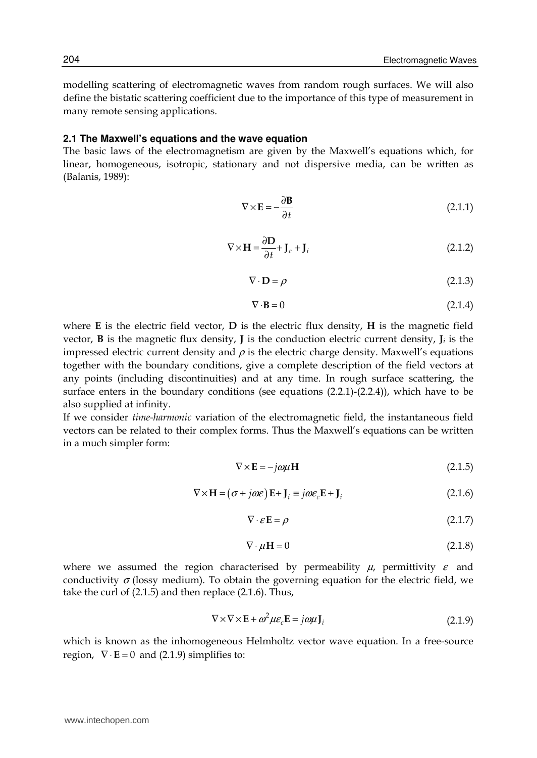modelling scattering of electromagnetic waves from random rough surfaces. We will also define the bistatic scattering coefficient due to the importance of this type of measurement in many remote sensing applications.

### 2.1 The Maxwell's equations and the wave equation

The basic laws of the electromagnetism are given by the Maxwell's equations which, for linear, homogeneous, isotropic, stationary and not dispersive media, can be written as (Balanis, 1989):

$$\nabla \times \mathbf{E} = -\frac{\partial \mathbf{B}}{\partial t} \tag{2.1.1}$$

$$\nabla \times \mathbf{H} = \frac{\partial \mathbf{D}}{\partial t} + \mathbf{J}_c + \mathbf{J}_i \tag{2.1.2}$$

$$\nabla \cdot \mathbf{D} = \rho \tag{2.1.3}$$

$$\nabla \cdot \mathbf{B} = 0 \tag{2.1.4}$$

where $\mathbf{E}$ is the electric field vector, $\mathbf{D}$ is the electric flux density, $\mathbf{H}$ is the magnetic field vector, $\mathbf{B}$ is the magnetic flux density, $\mathbf{J}$ is the conduction electric current density, $\mathbf{J}_i$ is the impressed electric current density and $\rho$ is the electric charge density. Maxwell's equations together with the boundary conditions, give a complete description of the field vectors at any points (including discontinuities) and at any time. In rough surface scattering, the surface enters in the boundary conditions (see equations (2.2.1)-(2.2.4)), which have to be also supplied at infinity.

If we consider *time-harmonic* variation of the electromagnetic field, the instantaneous field vectors can be related to their complex forms. Thus the Maxwell's equations can be written in a much simpler form:

$$\nabla \times \mathbf{E} = -j\omega\mu \mathbf{H} \tag{2.1.5}$$

$$\nabla \times \mathbf{H} = \left(\sigma + j\omega\varepsilon\right)\mathbf{E} + \mathbf{J}_i \equiv j\omega\varepsilon_c \mathbf{E} + \mathbf{J}_i \tag{2.1.6}$$

$$\nabla \cdot \varepsilon \mathbf{E} = \rho \tag{2.1.7}$$

$$\nabla \cdot \mu \mathbf{H} = 0 \tag{2.1.8}$$

where we assumed the region characterised by permeability $\mu$, permittivity $\varepsilon$ and conductivity $\sigma$ (lossy medium). To obtain the governing equation for the electric field, we take the curl of (2.1.5) and then replace (2.1.6). Thus,

$$\nabla \times \nabla \times \mathbf{E} + \omega^2 \mu \varepsilon_c \mathbf{E} = j\omega\mu \mathbf{J}_i \tag{2.1.9}$$

which is known as the inhomogeneous Helmholtz vector wave equation. In a free-source region, $\nabla \cdot \mathbf{E} = 0$ and (2.1.9) simplifies to: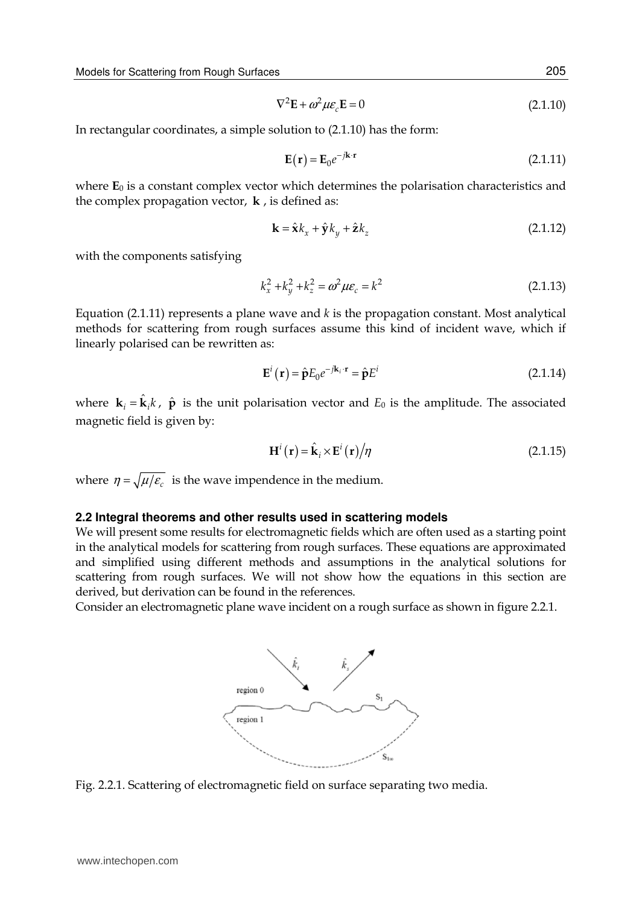$$\nabla^2 \mathbf{E} + \omega^2 \mu \varepsilon_c \mathbf{E} = 0 \tag{2.1.10}$$

In rectangular coordinates, a simple solution to (2.1.10) has the form:

$$\mathbf{E}(\mathbf{r}) = \mathbf{E}_0 e^{-j\mathbf{k}\cdot\mathbf{r}} \tag{2.1.11}$$

where $\mathbf{E}_0$ is a constant complex vector which determines the polarisation characteristics and the complex propagation vector, $\mathbf{k}$, is defined as:

$$\mathbf{k} = \hat{\mathbf{x}} k_x + \hat{\mathbf{y}} k_y + \hat{\mathbf{z}} k_z \tag{2.1.12}$$

with the components satisfying

$$k_x^2 + k_y^2 + k_z^2 = \omega^2 \mu \varepsilon_c = k^2 \tag{2.1.13}$$

Equation (2.1.11) represents a plane wave and $k$ is the propagation constant. Most analytical methods for scattering from rough surfaces assume this kind of incident wave, which if linearly polarised can be rewritten as:

$$\mathbf{E}^i(\mathbf{r}) = \hat{\mathbf{p}} E_0 e^{-j\mathbf{k}_i\cdot\mathbf{r}} = \hat{\mathbf{p}} E^i \tag{2.1.14}$$

where $\mathbf{k}_i = \hat{\mathbf{k}}_i k$, $\hat{\mathbf{p}}$ is the unit polarisation vector and $E_0$ is the amplitude. The associated magnetic field is given by:

$$\mathbf{H}^i(\mathbf{r}) = \hat{\mathbf{k}}_i \times \mathbf{E}^i(\mathbf{r}) / \eta \tag{2.1.15}$$

where $\eta = \sqrt{\mu/\varepsilon_c}$ is the wave impendence in the medium.

## 2.2 Integral theorems and other results used in scattering models

We will present some results for electromagnetic fields which are often used as a starting point in the analytical models for scattering from rough surfaces. These equations are approximated and simplified using different methods and assumptions in the analytical solutions for scattering from rough surfaces. We will not show how the equations in this section are derived, but derivation can be found in the references.

Consider an electromagnetic plane wave incident on a rough surface as shown in figure 2.2.1.

Fig. 2.2.1. Scattering of electromagnetic field on surface separating two media.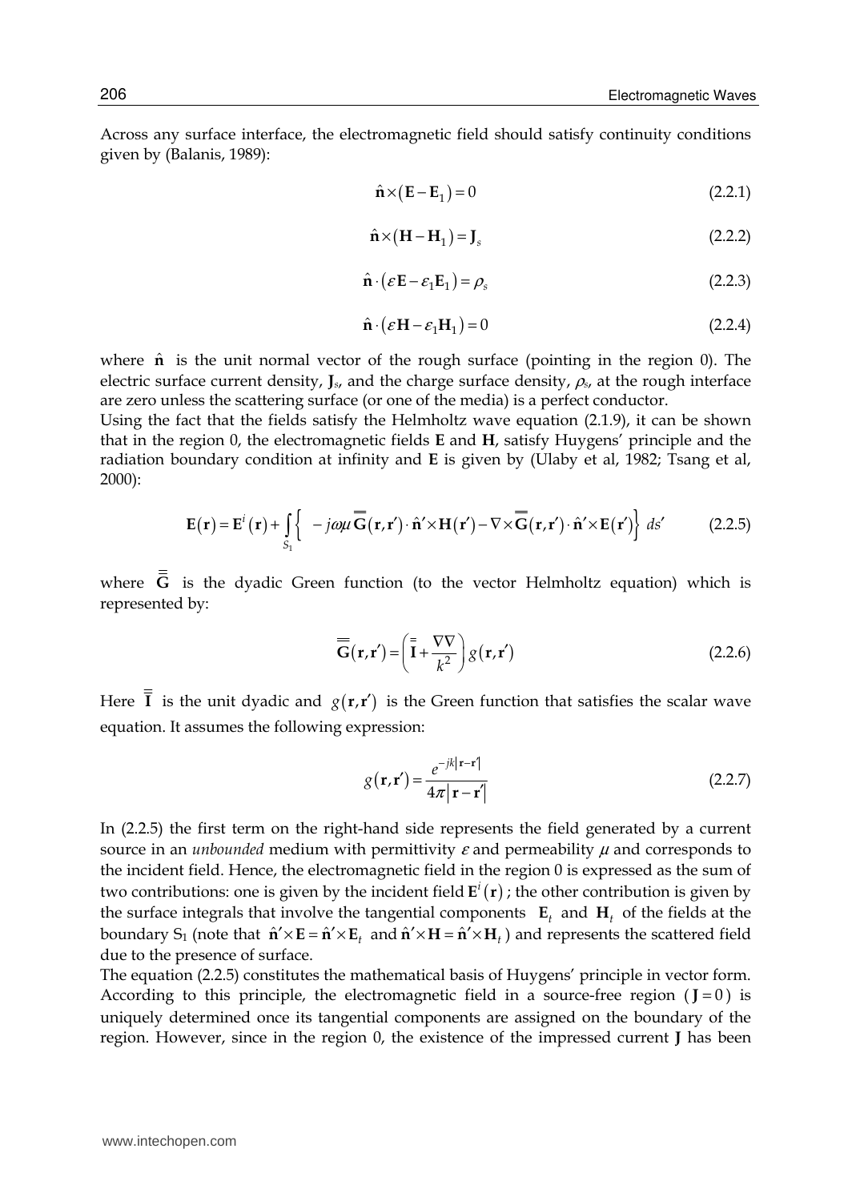Across any surface interface, the electromagnetic field should satisfy continuity conditions given by (Balanis, 1989):

$$\hat{\mathbf{n}} \times (\mathbf{E} - \mathbf{E}_1) = 0 \tag{2.2.1}$$

$$\hat{\mathbf{n}} \times (\mathbf{H} - \mathbf{H}_1) = \mathbf{J}_s \tag{2.2.2}$$

$$\hat{\mathbf{n}} \cdot (\varepsilon \mathbf{E} - \varepsilon_1 \mathbf{E}_1) = \rho_s \tag{2.2.3}$$

$$\hat{\mathbf{n}} \cdot (\varepsilon \mathbf{H} - \varepsilon_1 \mathbf{H}_1) = 0 \tag{2.2.4}$$

where $\hat{\mathbf{n}}$ is the unit normal vector of the rough surface (pointing in the region 0). The electric surface current density, $\mathbf{J}_s$, and the charge surface density, $\rho_s$, at the rough interface are zero unless the scattering surface (or one of the media) is a perfect conductor.

Using the fact that the fields satisfy the Helmholtz wave equation (2.1.9), it can be shown that in the region 0, the electromagnetic fields **E** and **H**, satisfy Huygens' principle and the radiation boundary condition at infinity and **E** is given by (Ulaby et al, 1982; Tsang et al, 2000):

$$\mathbf{E}(\mathbf{r}) = \mathbf{E}^i(\mathbf{r}) + \int_{S_1} \left\{ -j\omega\mu \overline{\overline{\mathbf{G}}}(\mathbf{r},\mathbf{r}') \cdot \hat{\mathbf{n}}' \times \mathbf{H}(\mathbf{r}') - \nabla \times \overline{\overline{\mathbf{G}}}(\mathbf{r},\mathbf{r}') \cdot \hat{\mathbf{n}}' \times \mathbf{E}(\mathbf{r}') \right\} ds' \tag{2.2.5}$$

where $\overline{\overline{\mathbf{G}}}$ is the dyadic Green function (to the vector Helmholtz equation) which is represented by:

$$\overline{\overline{\mathbf{G}}}(\mathbf{r},\mathbf{r}') = \left( \overline{\overline{\mathbf{I}}} + \frac{\nabla\nabla}{k^2} \right) g(\mathbf{r},\mathbf{r}') \tag{2.2.6}$$

Here $\overline{\overline{\mathbf{I}}}$ is the unit dyadic and $g(\mathbf{r},\mathbf{r}')$ is the Green function that satisfies the scalar wave equation. It assumes the following expression:

$$g(\mathbf{r},\mathbf{r}') = \frac{e^{-jk|\mathbf{r}-\mathbf{r}'|}}{4\pi|\mathbf{r}-\mathbf{r}'|} \tag{2.2.7}$$

In (2.2.5) the first term on the right-hand side represents the field generated by a current source in an *unbounded* medium with permittivity $\varepsilon$ and permeability $\mu$ and corresponds to the incident field. Hence, the electromagnetic field in the region 0 is expressed as the sum of two contributions: one is given by the incident field $\mathbf{E}^i(\mathbf{r})$; the other contribution is given by the surface integrals that involve the tangential components $\mathbf{E}_t$ and $\mathbf{H}_t$ of the fields at the boundary $S_1$ (note that $\hat{\mathbf{n}}' \times \mathbf{E} = \hat{\mathbf{n}}' \times \mathbf{E}_t$ and $\hat{\mathbf{n}}' \times \mathbf{H} = \hat{\mathbf{n}}' \times \mathbf{H}_t$) and represents the scattered field due to the presence of surface.

The equation (2.2.5) constitutes the mathematical basis of Huygens' principle in vector form. According to this principle, the electromagnetic field in a source-free region ($\mathbf{J} = 0$) is uniquely determined once its tangential components are assigned on the boundary of the region. However, since in the region 0, the existence of the impressed current **J** has been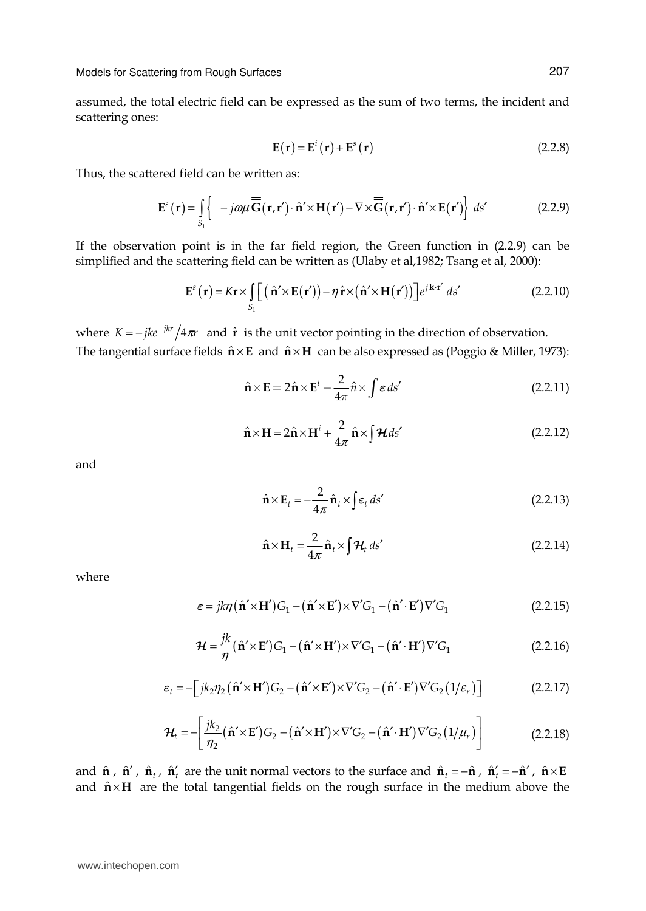assumed, the total electric field can be expressed as the sum of two terms, the incident and scattering ones:

$$\mathbf{E}(\mathbf{r}) = \mathbf{E}^i(\mathbf{r}) + \mathbf{E}^s(\mathbf{r}) \tag{2.2.8}$$

Thus, the scattered field can be written as:

$$\mathbf{E}^s(\mathbf{r}) = \int_{S_1} \left\{ -j\omega\mu \overline{\overline{\mathbf{G}}}(\mathbf{r},\mathbf{r}') \cdot \hat{\mathbf{n}}' \times \mathbf{H}(\mathbf{r}') - \nabla \times \overline{\overline{\mathbf{G}}}(\mathbf{r},\mathbf{r}') \cdot \hat{\mathbf{n}}' \times \mathbf{E}(\mathbf{r}') \right\} ds' \tag{2.2.9}$$

If the observation point is in the far field region, the Green function in (2.2.9) can be simplified and the scattering field can be written as (Ulaby et al,1982; Tsang et al, 2000):

$$\mathbf{E}^s(\mathbf{r}) = K\mathbf{r} \times \int_{S_1} \left[ \left( \hat{\mathbf{n}}' \times \mathbf{E}(\mathbf{r}') \right) - \eta \hat{\mathbf{r}} \times \left( \hat{\mathbf{n}}' \times \mathbf{H}(\mathbf{r}') \right) \right] e^{j\mathbf{k}\cdot\mathbf{r}'} ds' \tag{2.2.10}$$

where $K = -jke^{-jkr}/4\pi r$ and $\hat{\mathbf{r}}$ is the unit vector pointing in the direction of observation.
The tangential surface fields $\hat{\mathbf{n}} \times \mathbf{E}$ and $\hat{\mathbf{n}} \times \mathbf{H}$ can be also expressed as (Poggio & Miller, 1973):

$$\hat{\mathbf{n}} \times \mathbf{E} = 2\hat{\mathbf{n}} \times \mathbf{E}^i - \frac{2}{4\pi} \hat{n} \times \int \varepsilon \, ds' \tag{2.2.11}$$

$$\hat{\mathbf{n}} \times \mathbf{H} = 2\hat{\mathbf{n}} \times \mathbf{H}^i + \frac{2}{4\pi} \hat{\mathbf{n}} \times \int \mathcal{H} ds' \tag{2.2.12}$$

and

$$\hat{\mathbf{n}} \times \mathbf{E}_t = -\frac{2}{4\pi} \hat{\mathbf{n}}_t \times \int \varepsilon_t \, ds' \tag{2.2.13}$$

$$\hat{\mathbf{n}} \times \mathbf{H}_t = \frac{2}{4\pi} \hat{\mathbf{n}}_t \times \int \mathcal{H}_t \, ds' \tag{2.2.14}$$

where

$$\varepsilon = jk\eta (\hat{\mathbf{n}}' \times \mathbf{H}') G_1 - (\hat{\mathbf{n}}' \times \mathbf{E}') \times \nabla' G_1 - (\hat{\mathbf{n}}' \cdot \mathbf{E}') \nabla' G_1 \tag{2.2.15}$$

$$\mathcal{H} = \frac{jk}{\eta} (\hat{\mathbf{n}}' \times \mathbf{E}') G_1 - (\hat{\mathbf{n}}' \times \mathbf{H}') \times \nabla' G_1 - (\hat{\mathbf{n}}' \cdot \mathbf{H}') \nabla' G_1 \tag{2.2.16}$$

$$\varepsilon_t = -\left[ jk_2\eta_2 (\hat{\mathbf{n}}' \times \mathbf{H}') G_2 - (\hat{\mathbf{n}}' \times \mathbf{E}') \times \nabla' G_2 - (\hat{\mathbf{n}}' \cdot \mathbf{E}') \nabla' G_2 (1/\varepsilon_r) \right] \tag{2.2.17}$$

$$\mathcal{H}_t = -\left[ \frac{jk_2}{\eta_2} (\hat{\mathbf{n}}' \times \mathbf{E}') G_2 - (\hat{\mathbf{n}}' \times \mathbf{H}') \times \nabla' G_2 - (\hat{\mathbf{n}}' \cdot \mathbf{H}') \nabla' G_2 (1/\mu_r) \right] \tag{2.2.18}$$

and $\hat{\mathbf{n}}$, $\hat{\mathbf{n}}'$, $\hat{\mathbf{n}}_t$, $\hat{\mathbf{n}}_t'$ are the unit normal vectors to the surface and $\hat{\mathbf{n}}_t = -\hat{\mathbf{n}}$, $\hat{\mathbf{n}}_t' = -\hat{\mathbf{n}}'$, $\hat{\mathbf{n}} \times \mathbf{E}$ and $\hat{\mathbf{n}} \times \mathbf{H}$ are the total tangential fields on the rough surface in the medium above the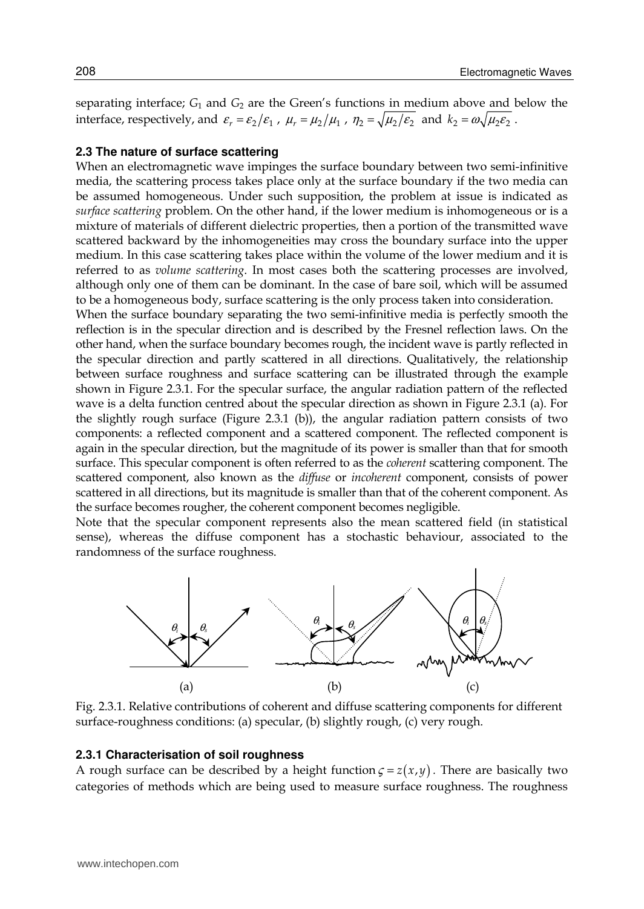separating interface; $G_1$ and $G_2$ are the Green's functions in medium above and below the interface, respectively, and $\varepsilon_r = \varepsilon_2/\varepsilon_1$ , $\mu_r = \mu_2/\mu_1$ , $\eta_2 = \sqrt{\mu_2/\varepsilon_2}$ and $k_2 = \omega\sqrt{\mu_2\varepsilon_2}$ .

## 2.3 The nature of surface scattering

When an electromagnetic wave impinges the surface boundary between two semi-infinitive media, the scattering process takes place only at the surface boundary if the two media can be assumed homogeneous. Under such supposition, the problem at issue is indicated as *surface scattering* problem. On the other hand, if the lower medium is inhomogeneous or is a mixture of materials of different dielectric properties, then a portion of the transmitted wave scattered backward by the inhomogeneities may cross the boundary surface into the upper medium. In this case scattering takes place within the volume of the lower medium and it is referred to as *volume scattering*. In most cases both the scattering processes are involved, although only one of them can be dominant. In the case of bare soil, which will be assumed to be a homogeneous body, surface scattering is the only process taken into consideration.

When the surface boundary separating the two semi-infinitive media is perfectly smooth the reflection is in the specular direction and is described by the Fresnel reflection laws. On the other hand, when the surface boundary becomes rough, the incident wave is partly reflected in the specular direction and partly scattered in all directions. Qualitatively, the relationship between surface roughness and surface scattering can be illustrated through the example shown in Figure 2.3.1. For the specular surface, the angular radiation pattern of the reflected wave is a delta function centred about the specular direction as shown in Figure 2.3.1 (a). For the slightly rough surface (Figure 2.3.1 (b)), the angular radiation pattern consists of two components: a reflected component and a scattered component. The reflected component is again in the specular direction, but the magnitude of its power is smaller than that for smooth surface. This specular component is often referred to as the *coherent* scattering component. The scattered component, also known as the *diffuse* or *incoherent* component, consists of power scattered in all directions, but its magnitude is smaller than that of the coherent component. As the surface becomes rougher, the coherent component becomes negligible.

Note that the specular component represents also the mean scattered field (in statistical sense), whereas the diffuse component has a stochastic behaviour, associated to the randomness of the surface roughness.

Fig. 2.3.1. Relative contributions of coherent and diffuse scattering components for different surface-roughness conditions: (a) specular, (b) slightly rough, (c) very rough.

### 2.3.1 Characterisation of soil roughness

A rough surface can be described by a height function $\varsigma = z(x,y)$ . There are basically two categories of methods which are being used to measure surface roughness. The roughness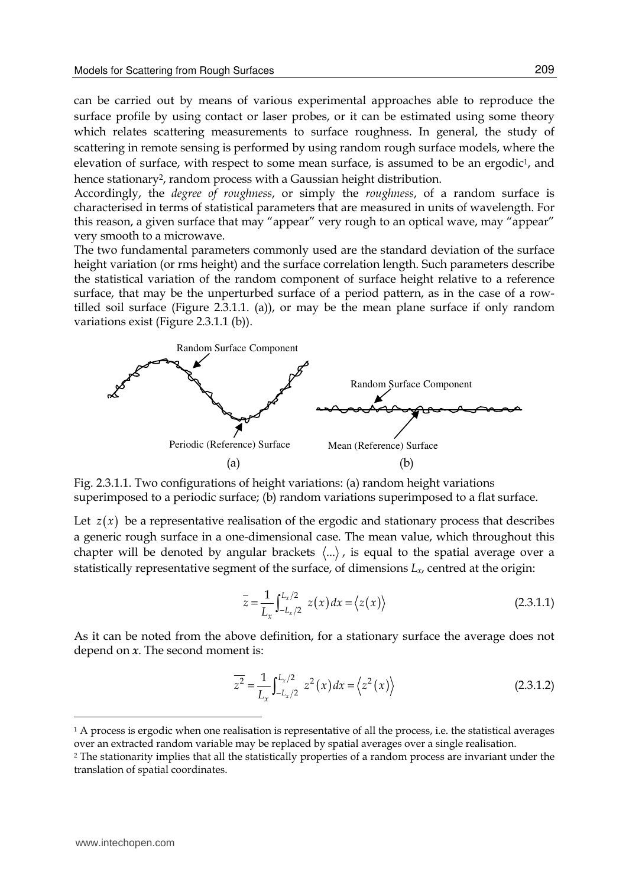can be carried out by means of various experimental approaches able to reproduce the surface profile by using contact or laser probes, or it can be estimated using some theory which relates scattering measurements to surface roughness. In general, the study of scattering in remote sensing is performed by using random rough surface models, where the elevation of surface, with respect to some mean surface, is assumed to be an ergodic[1], and hence stationary[2], random process with a Gaussian height distribution.

Accordingly, the *degree of roughness*, or simply the *roughness*, of a random surface is characterised in terms of statistical parameters that are measured in units of wavelength. For this reason, a given surface that may "appear" very rough to an optical wave, may "appear" very smooth to a microwave.

The two fundamental parameters commonly used are the standard deviation of the surface height variation (or rms height) and the surface correlation length. Such parameters describe the statistical variation of the random component of surface height relative to a reference surface, that may be the unperturbed surface of a period pattern, as in the case of a row-tilled soil surface (Figure 2.3.1.1. (a)), or may be the mean plane surface if only random variations exist (Figure 2.3.1.1 (b)).

Fig. 2.3.1.1. Two configurations of height variations: (a) random height variations superimposed to a periodic surface; (b) random variations superimposed to a flat surface.

Let $z(x)$ be a representative realisation of the ergodic and stationary process that describes a generic rough surface in a one-dimensional case. The mean value, which throughout this chapter will be denoted by angular brackets $\langle ... \rangle$, is equal to the spatial average over a statistically representative segment of the surface, of dimensions $L_x$, centred at the origin:

$$\overline{z} = \frac{1}{L_x} \int_{-L_x/2}^{L_x/2} z(x)\, dx = \langle z(x) \rangle \tag{2.3.1.1}$$

As it can be noted from the above definition, for a stationary surface the average does not depend on $\boldsymbol{x}$. The second moment is:

$$\overline{z^2} = \frac{1}{L_x} \int_{-L_x/2}^{L_x/2} z^2(x)\, dx = \langle z^2(x) \rangle \tag{2.3.1.2}$$

[1] A process is ergodic when one realisation is representative of all the process, i.e. the statistical averages over an extracted random variable may be replaced by spatial averages over a single realisation.

[2] The stationarity implies that all the statistically properties of a random process are invariant under the translation of spatial coordinates.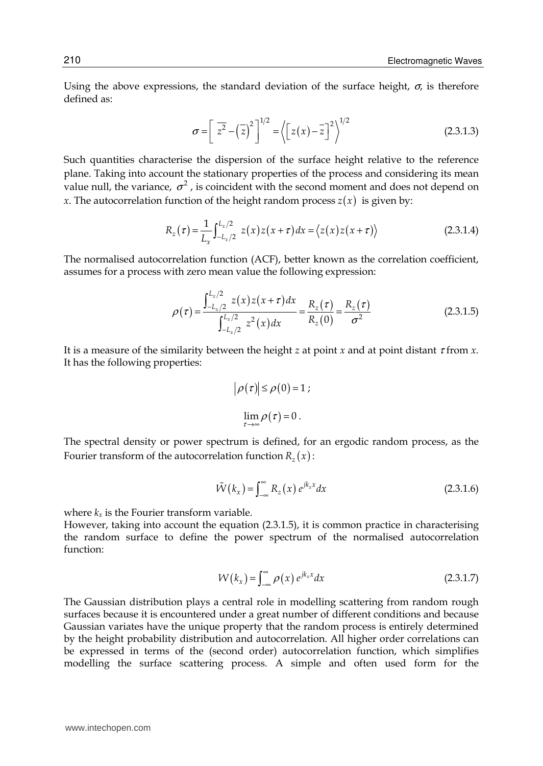Using the above expressions, the standard deviation of the surface height, $\sigma$, is therefore defined as:

$$\sigma = \left[ \overline{z^2} - \left(\overline{z}\right)^2 \right]^{1/2} = \left\langle \left[ z(x) - \overline{z} \right]^2 \right\rangle^{1/2} \tag{2.3.1.3}$$

Such quantities characterise the dispersion of the surface height relative to the reference plane. Taking into account the stationary properties of the process and considering its mean value null, the variance, $\sigma^2$, is coincident with the second moment and does not depend on $x$. The autocorrelation function of the height random process $z(x)$ is given by:

$$R_z(\tau) = \frac{1}{L_x} \int_{-L_x/2}^{L_x/2} z(x) z(x+\tau) dx = \left\langle z(x) z(x+\tau) \right\rangle \tag{2.3.1.4}$$

The normalised autocorrelation function (ACF), better known as the correlation coefficient, assumes for a process with zero mean value the following expression:

$$\rho(\tau) = \frac{\int_{-L_x/2}^{L_x/2} z(x) z(x+\tau) dx}{\int_{-L_x/2}^{L_x/2} z^2(x) dx} = \frac{R_z(\tau)}{R_z(0)} = \frac{R_z(\tau)}{\sigma^2} \tag{2.3.1.5}$$

It is a measure of the similarity between the height $z$ at point $x$ and at point distant $\tau$ from $x$. It has the following properties:

$$\left|\rho(\tau)\right| \leq \rho(0) = 1 ;$$

$$\lim_{\tau \to \infty} \rho(\tau) = 0 .$$

The spectral density or power spectrum is defined, for an ergodic random process, as the Fourier transform of the autocorrelation function $R_z(x)$:

$$\tilde{W}(k_x) = \int_{-\infty}^{\infty} R_z(x)\, e^{jk_x x} dx \tag{2.3.1.6}$$

where $k_x$ is the Fourier transform variable.
However, taking into account the equation (2.3.1.5), it is common practice in characterising the random surface to define the power spectrum of the normalised autocorrelation function:

$$W(k_x) = \int_{-\infty}^{\infty} \rho(x)\, e^{jk_x x} dx \tag{2.3.1.7}$$

The Gaussian distribution plays a central role in modelling scattering from random rough surfaces because it is encountered under a great number of different conditions and because Gaussian variates have the unique property that the random process is entirely determined by the height probability distribution and autocorrelation. All higher order correlations can be expressed in terms of the (second order) autocorrelation function, which simplifies modelling the surface scattering process. A simple and often used form for the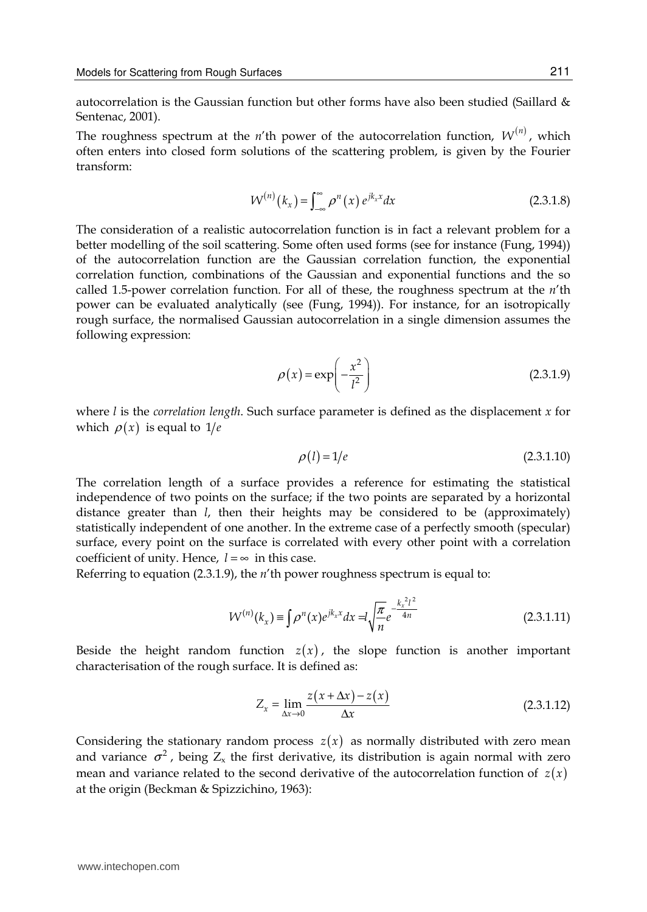autocorrelation is the Gaussian function but other forms have also been studied (Saillard & Sentenac, 2001).

The roughness spectrum at the $n$'th power of the autocorrelation function, $W^{(n)}$, which often enters into closed form solutions of the scattering problem, is given by the Fourier transform:

$$W^{(n)}(k_x) = \int_{-\infty}^{\infty} \rho^n(x)\, e^{jk_x x} dx \tag{2.3.1.8}$$

The consideration of a realistic autocorrelation function is in fact a relevant problem for a better modelling of the soil scattering. Some often used forms (see for instance (Fung, 1994)) of the autocorrelation function are the Gaussian correlation function, the exponential correlation function, combinations of the Gaussian and exponential functions and the so called 1.5-power correlation function. For all of these, the roughness spectrum at the $n$'th power can be evaluated analytically (see (Fung, 1994)). For instance, for an isotropically rough surface, the normalised Gaussian autocorrelation in a single dimension assumes the following expression:

$$\rho(x) = \exp\left(-\frac{x^2}{l^2}\right) \tag{2.3.1.9}$$

where $l$ is the *correlation length*. Such surface parameter is defined as the displacement $x$ for which $\rho(x)$ is equal to $1/e$

$$\rho(l) = 1/e \tag{2.3.1.10}$$

The correlation length of a surface provides a reference for estimating the statistical independence of two points on the surface; if the two points are separated by a horizontal distance greater than $l$, then their heights may be considered to be (approximately) statistically independent of one another. In the extreme case of a perfectly smooth (specular) surface, every point on the surface is correlated with every other point with a correlation coefficient of unity. Hence, $l = \infty$ in this case.

Referring to equation (2.3.1.9), the $n$'th power roughness spectrum is equal to:

$$W^{(n)}(k_x) \equiv \int \rho^n(x) e^{jk_x x} dx = l\sqrt{\frac{\pi}{n}} e^{-\frac{k_x{}^2 l^2}{4n}} \tag{2.3.1.11}$$

Beside the height random function $z(x)$, the slope function is another important characterisation of the rough surface. It is defined as:

$$Z_x = \lim_{\Delta x \to 0} \frac{z(x+\Delta x) - z(x)}{\Delta x} \tag{2.3.1.12}$$

Considering the stationary random process $z(x)$ as normally distributed with zero mean and variance $\sigma^2$, being $Z_x$ the first derivative, its distribution is again normal with zero mean and variance related to the second derivative of the autocorrelation function of $z(x)$ at the origin (Beckman & Spizzichino, 1963):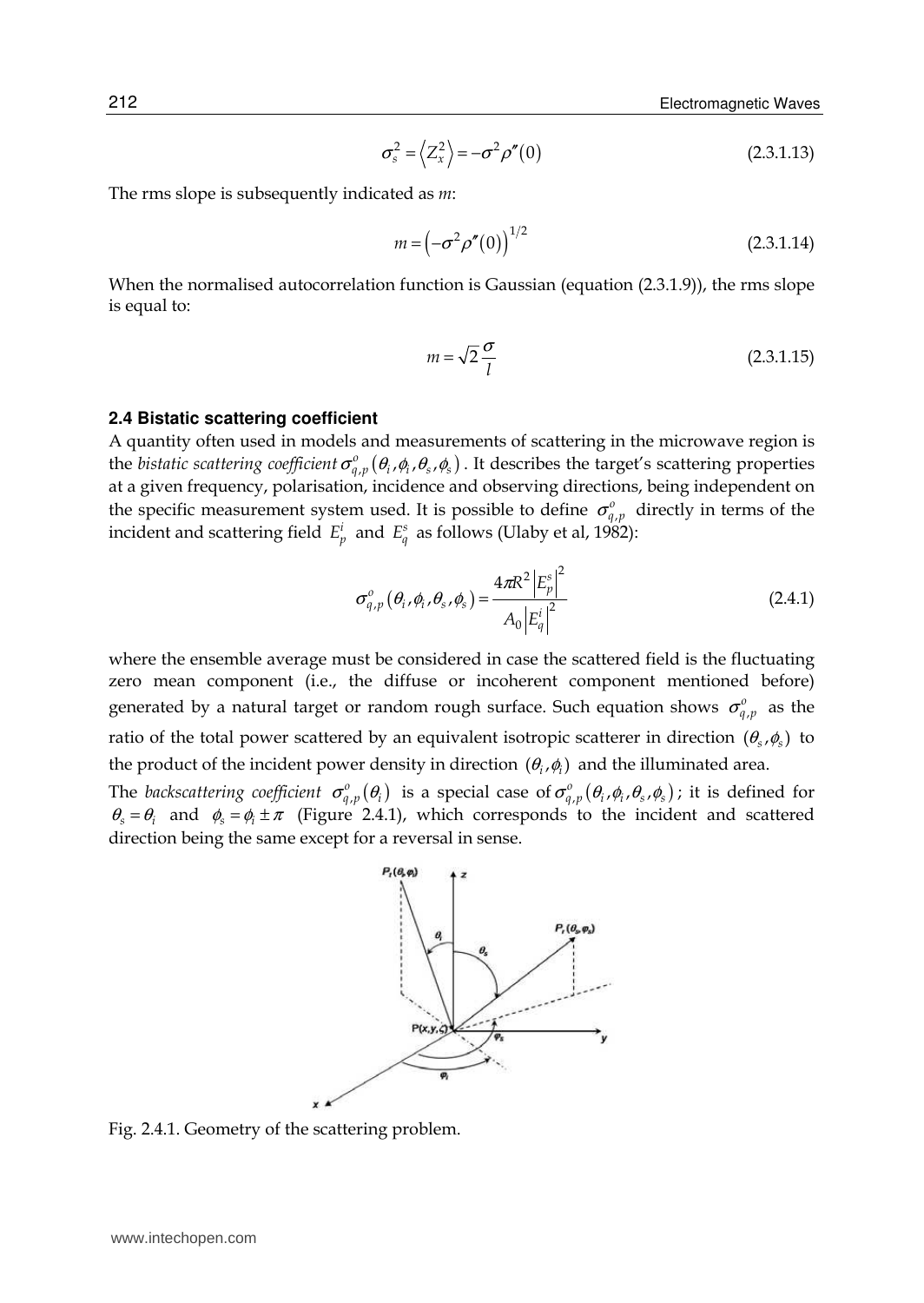$$\sigma_s^2 = \langle Z_x^2 \rangle = -\sigma^2 \rho''(0) \tag{2.3.1.13}$$

The rms slope is subsequently indicated as *m*:

$$m = \left(-\sigma^2 \rho''(0)\right)^{1/2} \tag{2.3.1.14}$$

When the normalised autocorrelation function is Gaussian (equation (2.3.1.9)), the rms slope is equal to:

$$m = \sqrt{2}\frac{\sigma}{l} \tag{2.3.1.15}$$

**2.4 Bistatic scattering coefficient**

A quantity often used in models and measurements of scattering in the microwave region is the *bistatic scattering coefficient* $\sigma_{q,p}^o(\theta_i, \phi_i, \theta_s, \phi_s)$. It describes the target's scattering properties at a given frequency, polarisation, incidence and observing directions, being independent on the specific measurement system used. It is possible to define $\sigma_{q,p}^o$ directly in terms of the incident and scattering field $E_p^i$ and $E_q^s$ as follows (Ulaby et al, 1982):

$$\sigma_{q,p}^o(\theta_i, \phi_i, \theta_s, \phi_s) = \frac{4\pi R^2 \left|E_p^s\right|^2}{A_0 \left|E_q^i\right|^2} \tag{2.4.1}$$

where the ensemble average must be considered in case the scattered field is the fluctuating zero mean component (i.e., the diffuse or incoherent component mentioned before) generated by a natural target or random rough surface. Such equation shows $\sigma_{q,p}^o$ as the ratio of the total power scattered by an equivalent isotropic scatterer in direction $(\theta_s, \phi_s)$ to the product of the incident power density in direction $(\theta_i, \phi_i)$ and the illuminated area.

The *backscattering coefficient* $\sigma_{q,p}^o(\theta_i)$ is a special case of $\sigma_{q,p}^o(\theta_i, \phi_i, \theta_s, \phi_s)$; it is defined for $\theta_s = \theta_i$ and $\phi_s = \phi_i \pm \pi$ (Figure 2.4.1), which corresponds to the incident and scattered direction being the same except for a reversal in sense.

Fig. 2.4.1. Geometry of the scattering problem.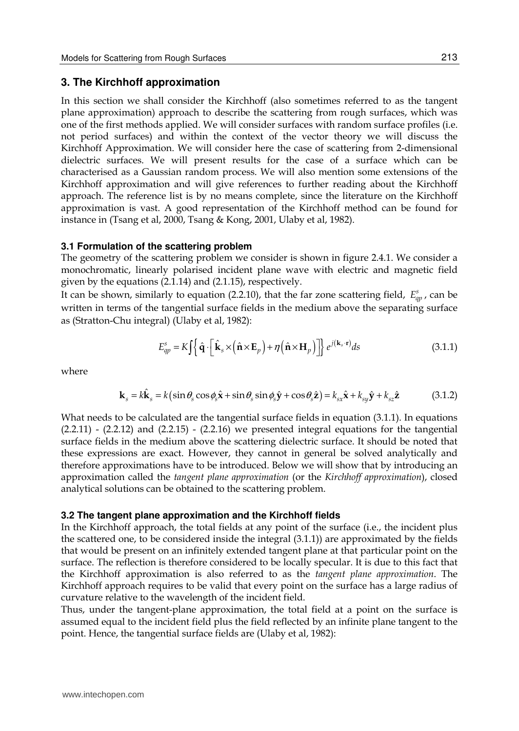## 3. The Kirchhoff approximation

In this section we shall consider the Kirchhoff (also sometimes referred to as the tangent plane approximation) approach to describe the scattering from rough surfaces, which was one of the first methods applied. We will consider surfaces with random surface profiles (i.e. not period surfaces) and within the context of the vector theory we will discuss the Kirchhoff Approximation. We will consider here the case of scattering from 2-dimensional dielectric surfaces. We will present results for the case of a surface which can be characterised as a Gaussian random process. We will also mention some extensions of the Kirchhoff approximation and will give references to further reading about the Kirchhoff approach. The reference list is by no means complete, since the literature on the Kirchhoff approximation is vast. A good representation of the Kirchhoff method can be found for instance in (Tsang et al, 2000, Tsang & Kong, 2001, Ulaby et al, 1982).

### 3.1 Formulation of the scattering problem

The geometry of the scattering problem we consider is shown in figure 2.4.1. We consider a monochromatic, linearly polarised incident plane wave with electric and magnetic field given by the equations (2.1.14) and (2.1.15), respectively.

It can be shown, similarly to equation (2.2.10), that the far zone scattering field, $E_{qp}^{s}$, can be written in terms of the tangential surface fields in the medium above the separating surface as (Stratton-Chu integral) (Ulaby et al, 1982):

$$E_{qp}^{s} = K\int\left\{ \hat{\mathbf{q}} \cdot \left[ \hat{\mathbf{k}}_s \times \left( \hat{\mathbf{n}} \times \mathbf{E}_p \right) + \eta \left( \hat{\mathbf{n}} \times \mathbf{H}_p \right) \right] \right\} e^{j(\mathbf{k}_s \cdot \mathbf{r})} ds \tag{3.1.1}$$

where

$$\mathbf{k}_s = k\hat{\mathbf{k}}_s = k\left( \sin\theta_s \cos\phi_s \hat{\mathbf{x}} + \sin\theta_s \sin\phi_s \hat{\mathbf{y}} + \cos\theta_s \hat{\mathbf{z}} \right) = k_{sx}\hat{\mathbf{x}} + k_{sy}\hat{\mathbf{y}} + k_{sz}\hat{\mathbf{z}} \tag{3.1.2}$$

What needs to be calculated are the tangential surface fields in equation (3.1.1). In equations (2.2.11) - (2.2.12) and (2.2.15) - (2.2.16) we presented integral equations for the tangential surface fields in the medium above the scattering dielectric surface. It should be noted that these expressions are exact. However, they cannot in general be solved analytically and therefore approximations have to be introduced. Below we will show that by introducing an approximation called the *tangent plane approximation* (or the *Kirchhoff approximation*), closed analytical solutions can be obtained to the scattering problem.

### 3.2 The tangent plane approximation and the Kirchhoff fields

In the Kirchhoff approach, the total fields at any point of the surface (i.e., the incident plus the scattered one, to be considered inside the integral (3.1.1)) are approximated by the fields that would be present on an infinitely extended tangent plane at that particular point on the surface. The reflection is therefore considered to be locally specular. It is due to this fact that the Kirchhoff approximation is also referred to as the *tangent plane approximation*. The Kirchhoff approach requires to be valid that every point on the surface has a large radius of curvature relative to the wavelength of the incident field.

Thus, under the tangent-plane approximation, the total field at a point on the surface is assumed equal to the incident field plus the field reflected by an infinite plane tangent to the point. Hence, the tangential surface fields are (Ulaby et al, 1982):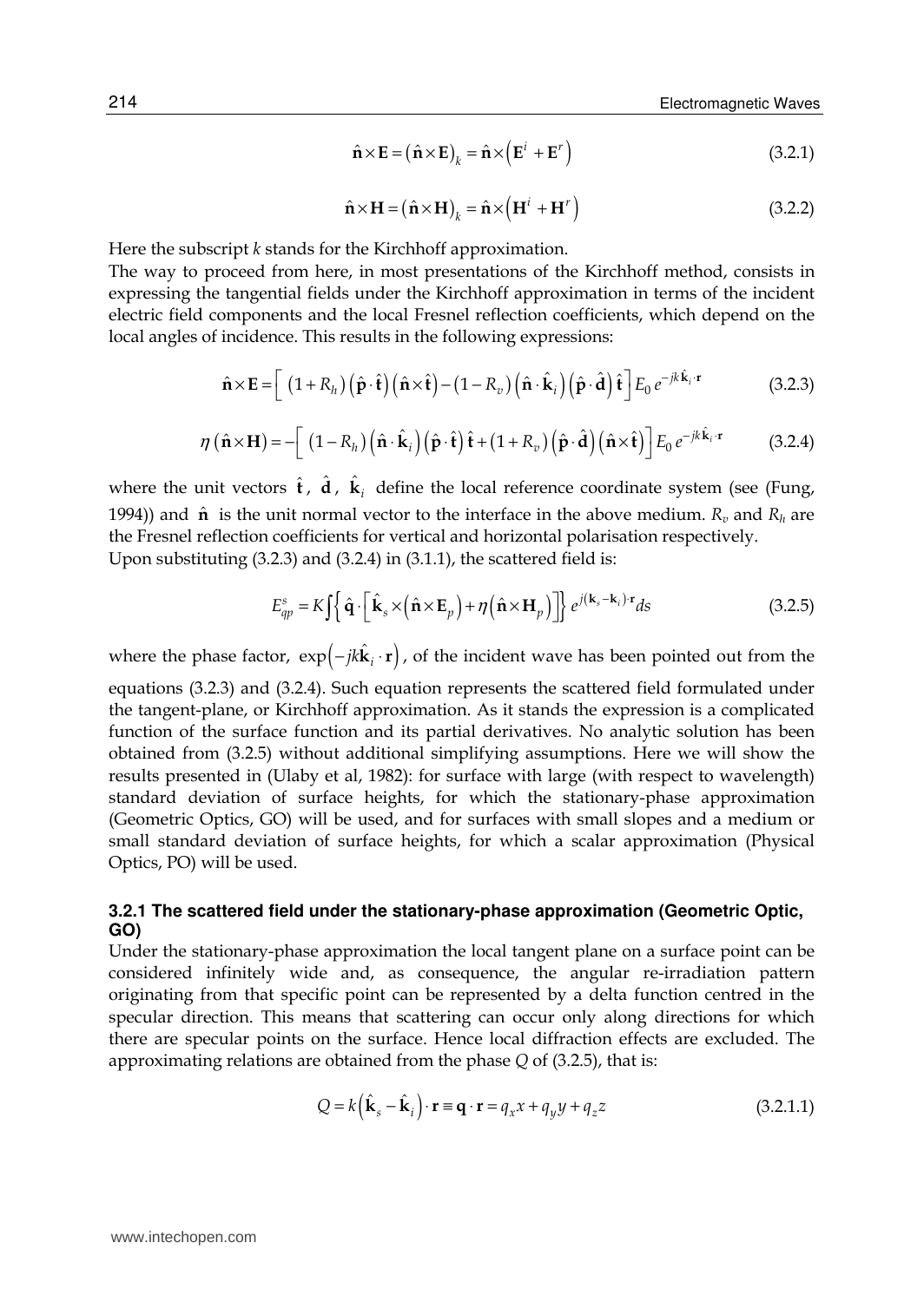$$\hat{\mathbf{n}} \times \mathbf{E} = \left(\hat{\mathbf{n}} \times \mathbf{E}\right)_k = \hat{\mathbf{n}} \times \left(\mathbf{E}^i + \mathbf{E}^r\right) \tag{3.2.1}$$

$$\hat{\mathbf{n}} \times \mathbf{H} = \left(\hat{\mathbf{n}} \times \mathbf{H}\right)_k = \hat{\mathbf{n}} \times \left(\mathbf{H}^i + \mathbf{H}^r\right) \tag{3.2.2}$$

Here the subscript $k$ stands for the Kirchhoff approximation.

The way to proceed from here, in most presentations of the Kirchhoff method, consists in expressing the tangential fields under the Kirchhoff approximation in terms of the incident electric field components and the local Fresnel reflection coefficients, which depend on the local angles of incidence. This results in the following expressions:

$$\hat{\mathbf{n}} \times \mathbf{E} = \left[ \left(1 + R_h\right)\left(\hat{\mathbf{p}} \cdot \hat{\mathbf{t}}\right)\left(\hat{\mathbf{n}} \times \hat{\mathbf{t}}\right) - \left(1 - R_v\right)\left(\hat{\mathbf{n}} \cdot \hat{\mathbf{k}}_i\right)\left(\hat{\mathbf{p}} \cdot \hat{\mathbf{d}}\right)\hat{\mathbf{t}} \right] E_0\, e^{-jk\hat{\mathbf{k}}_i \cdot \mathbf{r}} \tag{3.2.3}$$

$$\eta\left(\hat{\mathbf{n}} \times \mathbf{H}\right) = -\left[ \left(1 - R_h\right)\left(\hat{\mathbf{n}} \cdot \hat{\mathbf{k}}_i\right)\left(\hat{\mathbf{p}} \cdot \hat{\mathbf{t}}\right)\hat{\mathbf{t}} + \left(1 + R_v\right)\left(\hat{\mathbf{p}} \cdot \hat{\mathbf{d}}\right)\left(\hat{\mathbf{n}} \times \hat{\mathbf{t}}\right) \right] E_0\, e^{-jk\hat{\mathbf{k}}_i \cdot \mathbf{r}} \tag{3.2.4}$$

where the unit vectors $\hat{\mathbf{t}}$, $\hat{\mathbf{d}}$, $\hat{\mathbf{k}}_i$ define the local reference coordinate system (see (Fung, 1994)) and $\hat{\mathbf{n}}$ is the unit normal vector to the interface in the above medium. $R_v$ and $R_h$ are the Fresnel reflection coefficients for vertical and horizontal polarisation respectively.

Upon substituting (3.2.3) and (3.2.4) in (3.1.1), the scattered field is:

$$E_{qp}^s = K \int \left\{ \hat{\mathbf{q}} \cdot \left[ \hat{\mathbf{k}}_s \times \left(\hat{\mathbf{n}} \times \mathbf{E}_p\right) + \eta\left(\hat{\mathbf{n}} \times \mathbf{H}_p\right) \right] \right\} e^{j\left(\mathbf{k}_s - \mathbf{k}_i\right) \cdot \mathbf{r}} ds \tag{3.2.5}$$

where the phase factor, $\exp\left(-jk\hat{\mathbf{k}}_i \cdot \mathbf{r}\right)$, of the incident wave has been pointed out from the equations (3.2.3) and (3.2.4). Such equation represents the scattered field formulated under the tangent-plane, or Kirchhoff approximation. As it stands the expression is a complicated function of the surface function and its partial derivatives. No analytic solution has been obtained from (3.2.5) without additional simplifying assumptions. Here we will show the results presented in (Ulaby et al, 1982): for surface with large (with respect to wavelength) standard deviation of surface heights, for which the stationary-phase approximation (Geometric Optics, GO) will be used, and for surfaces with small slopes and a medium or small standard deviation of surface heights, for which a scalar approximation (Physical Optics, PO) will be used.

### 3.2.1 The scattered field under the stationary-phase approximation (Geometric Optic, GO)

Under the stationary-phase approximation the local tangent plane on a surface point can be considered infinitely wide and, as consequence, the angular re-irradiation pattern originating from that specific point can be represented by a delta function centred in the specular direction. This means that scattering can occur only along directions for which there are specular points on the surface. Hence local diffraction effects are excluded. The approximating relations are obtained from the phase $Q$ of (3.2.5), that is:

$$Q = k\left(\hat{\mathbf{k}}_s - \hat{\mathbf{k}}_i\right) \cdot \mathbf{r} \equiv \mathbf{q} \cdot \mathbf{r} = q_x x + q_y y + q_z z \tag{3.2.1.1}$$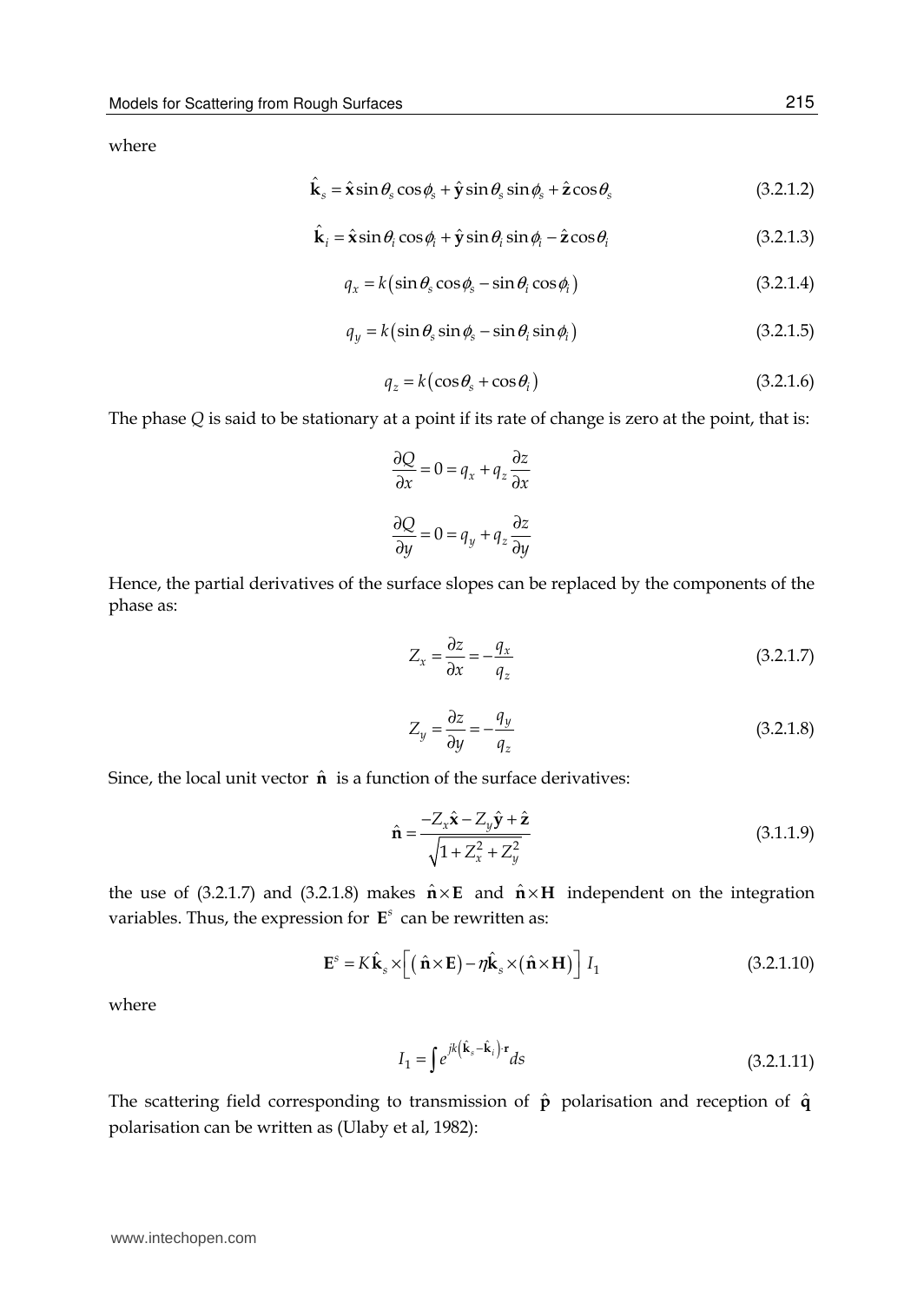where

$$\hat{\mathbf{k}}_s = \hat{\mathbf{x}}\sin\theta_s\cos\phi_s + \hat{\mathbf{y}}\sin\theta_s\sin\phi_s + \hat{\mathbf{z}}\cos\theta_s \tag{3.2.1.2}$$

$$\hat{\mathbf{k}}_i = \hat{\mathbf{x}}\sin\theta_i\cos\phi_i + \hat{\mathbf{y}}\sin\theta_i\sin\phi_i - \hat{\mathbf{z}}\cos\theta_i \tag{3.2.1.3}$$

$$q_x = k\left(\sin\theta_s\cos\phi_s - \sin\theta_i\cos\phi_i\right) \tag{3.2.1.4}$$

$$q_y = k\left(\sin\theta_s\sin\phi_s - \sin\theta_i\sin\phi_i\right) \tag{3.2.1.5}$$

$$q_z = k\left(\cos\theta_s + \cos\theta_i\right) \tag{3.2.1.6}$$

The phase $Q$ is said to be stationary at a point if its rate of change is zero at the point, that is:

$$\frac{\partial Q}{\partial x} = 0 = q_x + q_z\frac{\partial z}{\partial x}$$

$$\frac{\partial Q}{\partial y} = 0 = q_y + q_z\frac{\partial z}{\partial y}$$

Hence, the partial derivatives of the surface slopes can be replaced by the components of the phase as:

$$Z_x = \frac{\partial z}{\partial x} = -\frac{q_x}{q_z} \tag{3.2.1.7}$$

$$Z_y = \frac{\partial z}{\partial y} = -\frac{q_y}{q_z} \tag{3.2.1.8}$$

Since, the local unit vector $\hat{\mathbf{n}}$ is a function of the surface derivatives:

$$\hat{\mathbf{n}} = \frac{-Z_x\hat{\mathbf{x}} - Z_y\hat{\mathbf{y}} + \hat{\mathbf{z}}}{\sqrt{1 + Z_x^2 + Z_y^2}} \tag{3.1.1.9}$$

the use of (3.2.1.7) and (3.2.1.8) makes $\hat{\mathbf{n}}\times\mathbf{E}$ and $\hat{\mathbf{n}}\times\mathbf{H}$ independent on the integration variables. Thus, the expression for $\mathbf{E}^s$ can be rewritten as:

$$\mathbf{E}^s = K\hat{\mathbf{k}}_s \times\left[\left(\hat{\mathbf{n}}\times\mathbf{E}\right) - \eta\hat{\mathbf{k}}_s\times\left(\hat{\mathbf{n}}\times\mathbf{H}\right)\right] I_1 \tag{3.2.1.10}$$

where

$$I_1 = \int e^{jk\left(\hat{\mathbf{k}}_s - \hat{\mathbf{k}}_i\right)\cdot\mathbf{r}} ds \tag{3.2.1.11}$$

The scattering field corresponding to transmission of $\hat{\mathbf{p}}$ polarisation and reception of $\hat{\mathbf{q}}$ polarisation can be written as (Ulaby et al, 1982):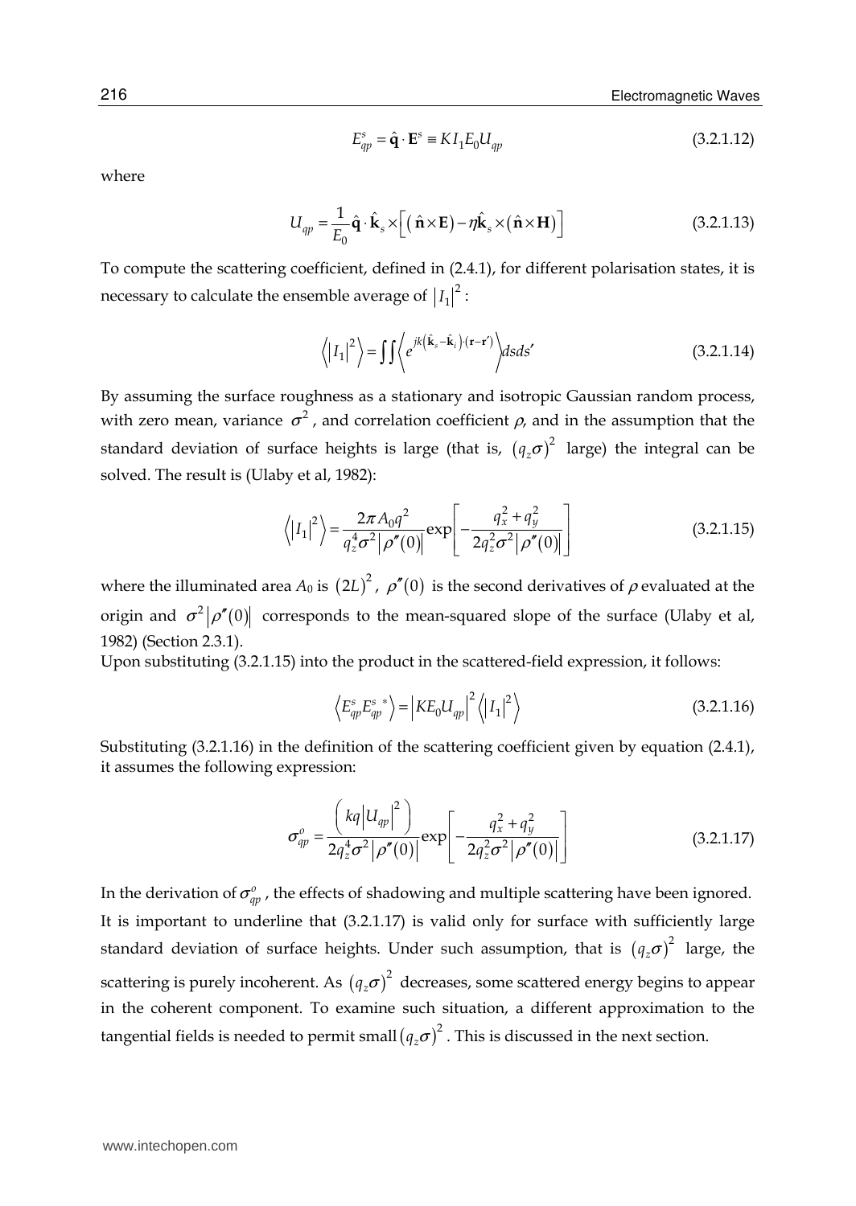$$E_{qp}^{s} = \hat{\mathbf{q}} \cdot \mathbf{E}^{s} \equiv K I_1 E_0 U_{qp} \tag{3.2.1.12}$$

where

$$U_{qp} = \frac{1}{E_0} \hat{\mathbf{q}} \cdot \hat{\mathbf{k}}_s \times \left[ \left( \hat{\mathbf{n}} \times \mathbf{E} \right) - \eta \hat{\mathbf{k}}_s \times \left( \hat{\mathbf{n}} \times \mathbf{H} \right) \right] \tag{3.2.1.13}$$

To compute the scattering coefficient, defined in (2.4.1), for different polarisation states, it is necessary to calculate the ensemble average of $\left| I_1 \right|^2$:

$$\left\langle \left| I_1 \right|^2 \right\rangle = \iint \left\langle e^{jk\left( \hat{\mathbf{k}}_s - \hat{\mathbf{k}}_i \right) \cdot \left( \mathbf{r} - \mathbf{r}' \right)} \right\rangle ds ds' \tag{3.2.1.14}$$

By assuming the surface roughness as a stationary and isotropic Gaussian random process, with zero mean, variance $\sigma^2$, and correlation coefficient $\rho$, and in the assumption that the standard deviation of surface heights is large (that is, $\left( q_z \sigma \right)^2$ large) the integral can be solved. The result is (Ulaby et al, 1982):

$$\left\langle \left| I_1 \right|^2 \right\rangle = \frac{2\pi A_0 q^2}{q_z^4 \sigma^2 \left| \rho''(0) \right|} \exp\left[ -\frac{q_x^2 + q_y^2}{2 q_z^2 \sigma^2 \left| \rho''(0) \right|} \right] \tag{3.2.1.15}$$

where the illuminated area $A_0$ is $\left( 2L \right)^2$, $\rho''(0)$ is the second derivatives of $\rho$ evaluated at the origin and $\sigma^2 \left| \rho''(0) \right|$ corresponds to the mean-squared slope of the surface (Ulaby et al, 1982) (Section 2.3.1).

Upon substituting (3.2.1.15) into the product in the scattered-field expression, it follows:

$$\left\langle E_{qp}^{s} E_{qp}^{s\,*} \right\rangle = \left| K E_0 U_{qp} \right|^2 \left\langle \left| I_1 \right|^2 \right\rangle \tag{3.2.1.16}$$

Substituting (3.2.1.16) in the definition of the scattering coefficient given by equation (2.4.1), it assumes the following expression:

$$\sigma_{qp}^{o} = \frac{\left( kq \left| U_{qp} \right|^2 \right)}{2 q_z^4 \sigma^2 \left| \rho''(0) \right|} \exp\left[ -\frac{q_x^2 + q_y^2}{2 q_z^2 \sigma^2 \left| \rho''(0) \right|} \right] \tag{3.2.1.17}$$

In the derivation of $\sigma_{qp}^{o}$, the effects of shadowing and multiple scattering have been ignored. It is important to underline that (3.2.1.17) is valid only for surface with sufficiently large standard deviation of surface heights. Under such assumption, that is $\left( q_z \sigma \right)^2$ large, the scattering is purely incoherent. As $\left( q_z \sigma \right)^2$ decreases, some scattered energy begins to appear in the coherent component. To examine such situation, a different approximation to the tangential fields is needed to permit small $\left( q_z \sigma \right)^2$. This is discussed in the next section.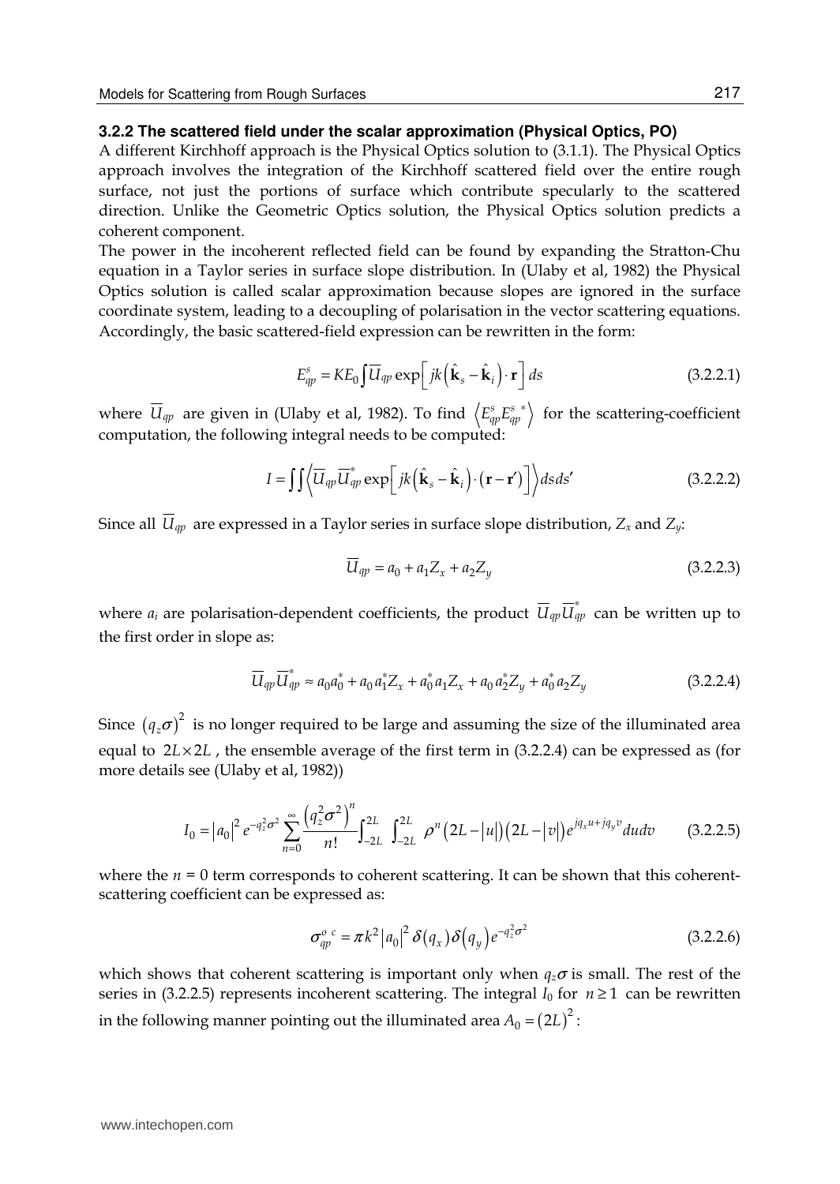### 3.2.2 The scattered field under the scalar approximation (Physical Optics, PO)

A different Kirchhoff approach is the Physical Optics solution to (3.1.1). The Physical Optics approach involves the integration of the Kirchhoff scattered field over the entire rough surface, not just the portions of surface which contribute specularly to the scattered direction. Unlike the Geometric Optics solution, the Physical Optics solution predicts a coherent component.

The power in the incoherent reflected field can be found by expanding the Stratton-Chu equation in a Taylor series in surface slope distribution. In (Ulaby et al, 1982) the Physical Optics solution is called scalar approximation because slopes are ignored in the surface coordinate system, leading to a decoupling of polarisation in the vector scattering equations. Accordingly, the basic scattered-field expression can be rewritten in the form:

$$E_{qp}^{s} = KE_0 \int \overline{U}_{qp} \exp\left[ jk\left(\hat{\mathbf{k}}_s - \hat{\mathbf{k}}_i\right) \cdot \mathbf{r} \right] ds \tag{3.2.2.1}$$

where $\overline{U}_{qp}$ are given in (Ulaby et al, 1982). To find $\left\langle E_{qp}^{s} E_{qp}^{s\,*} \right\rangle$ for the scattering-coefficient computation, the following integral needs to be computed:

$$I = \iint \left\langle \overline{U}_{qp} \overline{U}_{qp}^{*} \exp\left[ jk\left(\hat{\mathbf{k}}_s - \hat{\mathbf{k}}_i\right) \cdot \left(\mathbf{r} - \mathbf{r}'\right) \right] \right\rangle ds ds' \tag{3.2.2.2}$$

Since all $\overline{U}_{qp}$ are expressed in a Taylor series in surface slope distribution, $Z_x$ and $Z_y$:

$$\overline{U}_{qp} = a_0 + a_1 Z_x + a_2 Z_y \tag{3.2.2.3}$$

where $a_i$ are polarisation-dependent coefficients, the product $\overline{U}_{qp} \overline{U}_{qp}^{*}$ can be written up to the first order in slope as:

$$\overline{U}_{qp} \overline{U}_{qp}^{*} \approx a_0 a_0^{*} + a_0 a_1^{*} Z_x + a_0^{*} a_1 Z_x + a_0 a_2^{*} Z_y + a_0^{*} a_2 Z_y \tag{3.2.2.4}$$

Since $\left(q_z \sigma\right)^2$ is no longer required to be large and assuming the size of the illuminated area equal to $2L \times 2L$ , the ensemble average of the first term in (3.2.2.4) can be expressed as (for more details see (Ulaby et al, 1982))

$$I_0 = \left|a_0\right|^2 e^{-q_z^2 \sigma^2} \sum_{n=0}^{\infty} \frac{\left(q_z^2 \sigma^2\right)^n}{n!} \int_{-2L}^{2L} \int_{-2L}^{2L} \rho^n \left(2L - |u|\right)\left(2L - |v|\right) e^{jq_x u + jq_y v} du dv \tag{3.2.2.5}$$

where the $n = 0$ term corresponds to coherent scattering. It can be shown that this coherent-scattering coefficient can be expressed as:

$$\sigma_{qp}^{o\ c} = \pi k^2 \left|a_0\right|^2 \delta\left(q_x\right) \delta\left(q_y\right) e^{-q_z^2 \sigma^2} \tag{3.2.2.6}$$

which shows that coherent scattering is important only when $q_z \sigma$ is small. The rest of the series in (3.2.2.5) represents incoherent scattering. The integral $I_0$ for $n \geq 1$ can be rewritten in the following manner pointing out the illuminated area $A_0 = \left(2L\right)^2$ :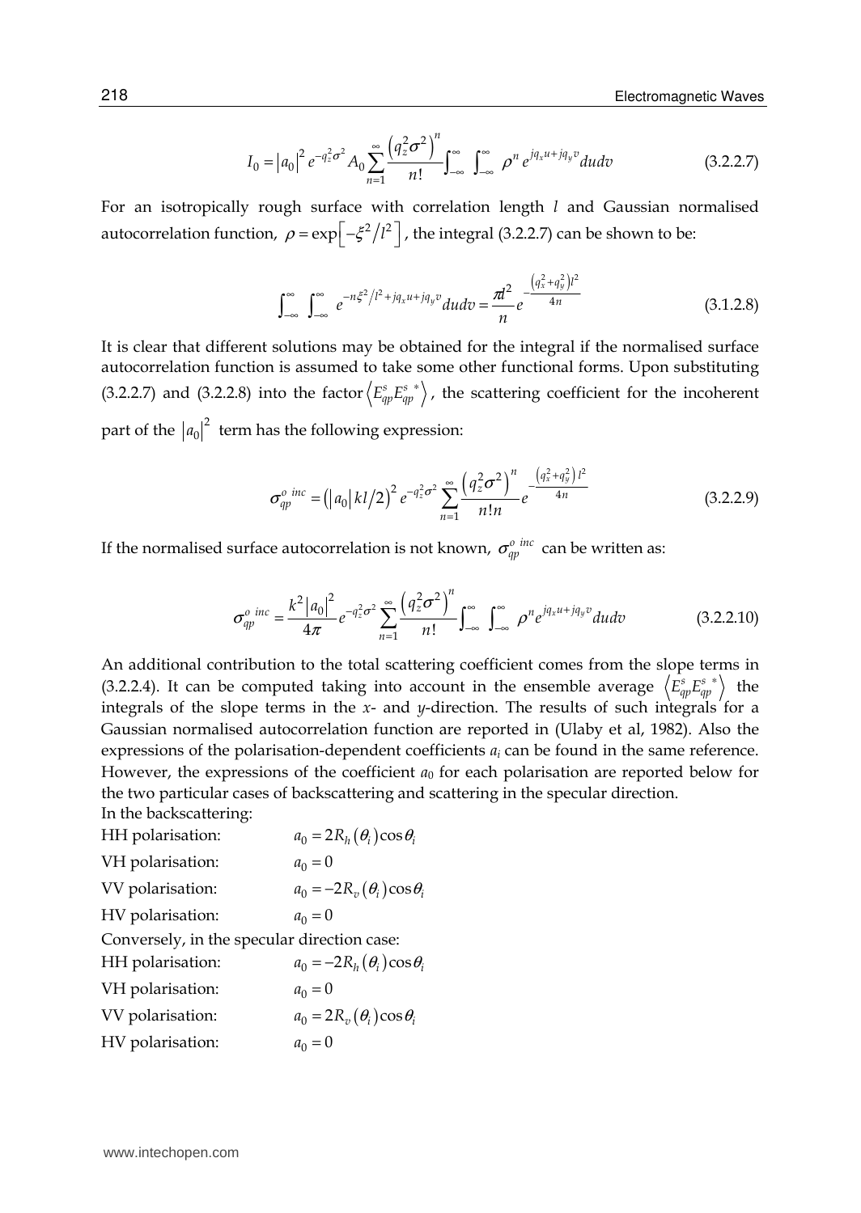$$I_0 = |a_0|^2 e^{-q_z^2\sigma^2} A_0 \sum_{n=1}^{\infty} \frac{\left(q_z^2\sigma^2\right)^n}{n!} \int_{-\infty}^{\infty} \int_{-\infty}^{\infty} \rho^n e^{jq_x u + jq_y v} du dv \tag{3.2.2.7}$$

For an isotropically rough surface with correlation length $l$ and Gaussian normalised autocorrelation function, $\rho = \exp\left[-\xi^2/l^2\right]$, the integral (3.2.2.7) can be shown to be:

$$\int_{-\infty}^{\infty} \int_{-\infty}^{\infty} e^{-n\xi^2/l^2 + jq_x u + jq_y v} du dv = \frac{\pi l^2}{n} e^{-\frac{\left(q_x^2 + q_y^2\right)l^2}{4n}} \tag{3.1.2.8}$$

It is clear that different solutions may be obtained for the integral if the normalised surface autocorrelation function is assumed to take some other functional forms. Upon substituting (3.2.2.7) and (3.2.2.8) into the factor $\left\langle E_{qp}^s E_{qp}^{s\,*} \right\rangle$, the scattering coefficient for the incoherent part of the $|a_0|^2$ term has the following expression:

$$\sigma_{qp}^{o\ inc} = \left(|a_0| kl/2\right)^2 e^{-q_z^2\sigma^2} \sum_{n=1}^{\infty} \frac{\left(q_z^2\sigma^2\right)^n}{n!n} e^{-\frac{\left(q_x^2 + q_y^2\right)l^2}{4n}} \tag{3.2.2.9}$$

If the normalised surface autocorrelation is not known, $\sigma_{qp}^{o\ inc}$ can be written as:

$$\sigma_{qp}^{o\ inc} = \frac{k^2 |a_0|^2}{4\pi} e^{-q_z^2\sigma^2} \sum_{n=1}^{\infty} \frac{\left(q_z^2\sigma^2\right)^n}{n!} \int_{-\infty}^{\infty} \int_{-\infty}^{\infty} \rho^n e^{jq_x u + jq_y v} du dv \tag{3.2.2.10}$$

An additional contribution to the total scattering coefficient comes from the slope terms in (3.2.2.4). It can be computed taking into account in the ensemble average $\left\langle E_{qp}^s E_{qp}^{s\,*} \right\rangle$ the integrals of the slope terms in the $x$- and $y$-direction. The results of such integrals for a Gaussian normalised autocorrelation function are reported in (Ulaby et al, 1982). Also the expressions of the polarisation-dependent coefficients $a_i$ can be found in the same reference. However, the expressions of the coefficient $a_0$ for each polarisation are reported below for the two particular cases of backscattering and scattering in the specular direction.

In the backscattering:

HH polarisation: $a_0 = 2R_h(\theta_i)\cos\theta_i$

VH polarisation: $a_0 = 0$

VV polarisation: $a_0 = -2R_v(\theta_i)\cos\theta_i$

HV polarisation: $a_0 = 0$

Conversely, in the specular direction case:

HH polarisation: $a_0 = -2R_h(\theta_i)\cos\theta_i$

VH polarisation: $a_0 = 0$

VV polarisation: $a_0 = 2R_v(\theta_i)\cos\theta_i$

HV polarisation: $a_0 = 0$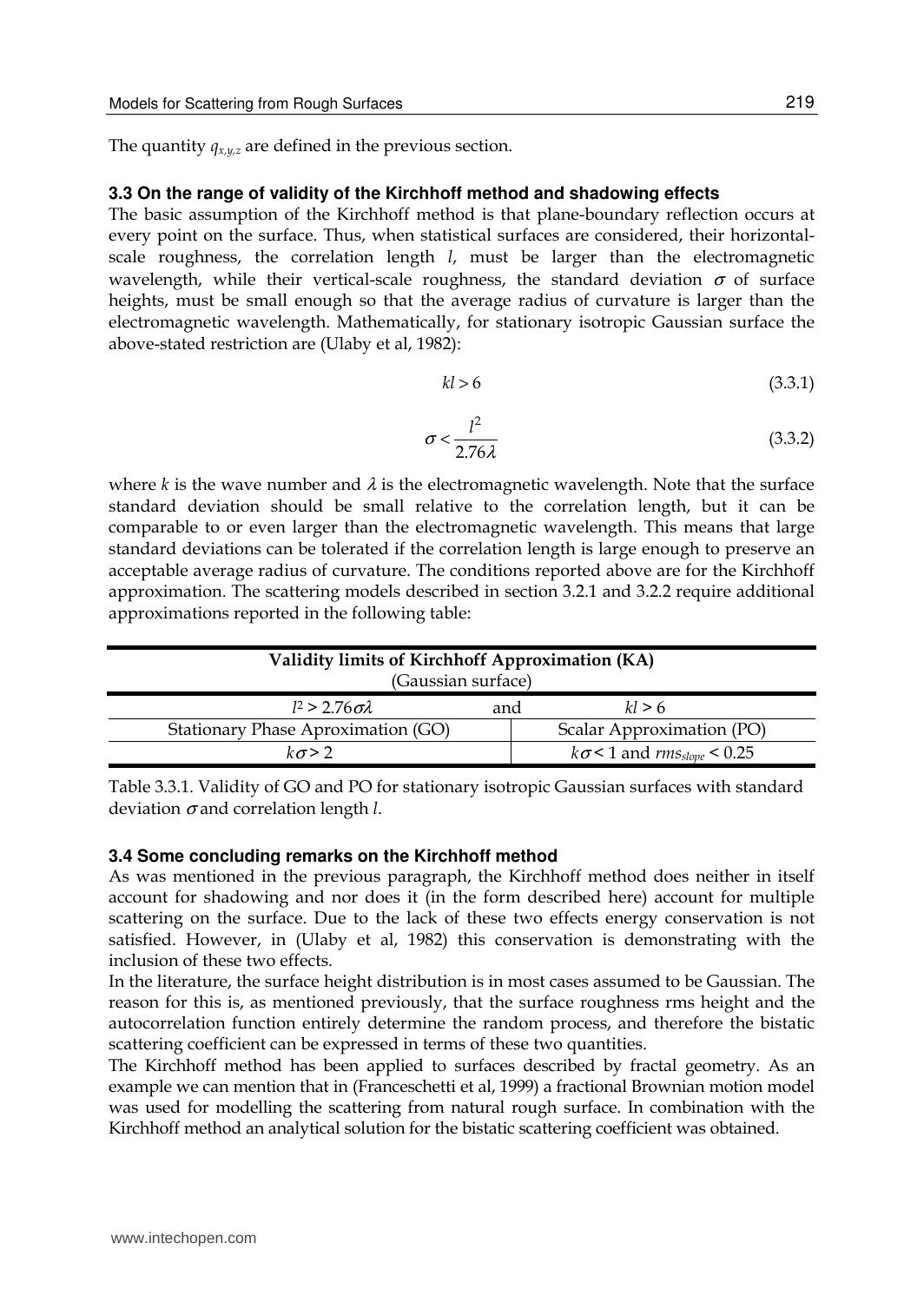The quantity $q_{x,y,z}$ are defined in the previous section.

### 3.3 On the range of validity of the Kirchhoff method and shadowing effects

The basic assumption of the Kirchhoff method is that plane-boundary reflection occurs at every point on the surface. Thus, when statistical surfaces are considered, their horizontal-scale roughness, the correlation length $l$, must be larger than the electromagnetic wavelength, while their vertical-scale roughness, the standard deviation $\sigma$ of surface heights, must be small enough so that the average radius of curvature is larger than the electromagnetic wavelength. Mathematically, for stationary isotropic Gaussian surface the above-stated restriction are (Ulaby et al, 1982):

$$kl > 6 \tag{3.3.1}$$

$$\sigma < \frac{l^2}{2.76\lambda} \tag{3.3.2}$$

where $k$ is the wave number and $\lambda$ is the electromagnetic wavelength. Note that the surface standard deviation should be small relative to the correlation length, but it can be comparable to or even larger than the electromagnetic wavelength. This means that large standard deviations can be tolerated if the correlation length is large enough to preserve an acceptable average radius of curvature. The conditions reported above are for the Kirchhoff approximation. The scattering models described in section 3.2.1 and 3.2.2 require additional approximations reported in the following table:

| **Validity limits of Kirchhoff Approximation (KA)** (Gaussian surface) | |
|---|---|
| $l^2 > 2.76\sigma\lambda$ and | $kl > 6$ |
| Stationary Phase Aproximation (GO) | Scalar Approximation (PO) |
| $k\sigma > 2$ | $k\sigma < 1$ and $rms_{slope} < 0.25$ |

Table 3.3.1. Validity of GO and PO for stationary isotropic Gaussian surfaces with standard deviation $\sigma$ and correlation length $l$.

### 3.4 Some concluding remarks on the Kirchhoff method

As was mentioned in the previous paragraph, the Kirchhoff method does neither in itself account for shadowing and nor does it (in the form described here) account for multiple scattering on the surface. Due to the lack of these two effects energy conservation is not satisfied. However, in (Ulaby et al, 1982) this conservation is demonstrating with the inclusion of these two effects.

In the literature, the surface height distribution is in most cases assumed to be Gaussian. The reason for this is, as mentioned previously, that the surface roughness rms height and the autocorrelation function entirely determine the random process, and therefore the bistatic scattering coefficient can be expressed in terms of these two quantities.

The Kirchhoff method has been applied to surfaces described by fractal geometry. As an example we can mention that in (Franceschetti et al, 1999) a fractional Brownian motion model was used for modelling the scattering from natural rough surface. In combination with the Kirchhoff method an analytical solution for the bistatic scattering coefficient was obtained.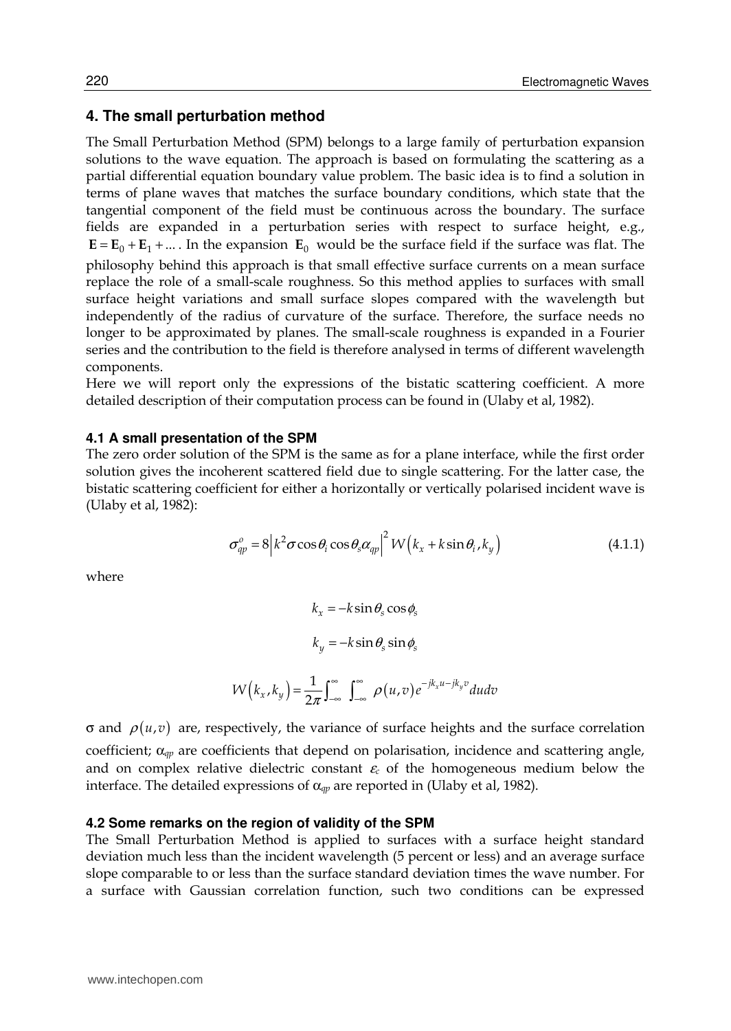## 4. The small perturbation method

The Small Perturbation Method (SPM) belongs to a large family of perturbation expansion solutions to the wave equation. The approach is based on formulating the scattering as a partial differential equation boundary value problem. The basic idea is to find a solution in terms of plane waves that matches the surface boundary conditions, which state that the tangential component of the field must be continuous across the boundary. The surface fields are expanded in a perturbation series with respect to surface height, e.g., $\mathbf{E} = \mathbf{E}_0 + \mathbf{E}_1 + \dots$. In the expansion $\mathbf{E}_0$ would be the surface field if the surface was flat. The philosophy behind this approach is that small effective surface currents on a mean surface replace the role of a small-scale roughness. So this method applies to surfaces with small surface height variations and small surface slopes compared with the wavelength but independently of the radius of curvature of the surface. Therefore, the surface needs no longer to be approximated by planes. The small-scale roughness is expanded in a Fourier series and the contribution to the field is therefore analysed in terms of different wavelength components.

Here we will report only the expressions of the bistatic scattering coefficient. A more detailed description of their computation process can be found in (Ulaby et al, 1982).

### 4.1 A small presentation of the SPM

The zero order solution of the SPM is the same as for a plane interface, while the first order solution gives the incoherent scattered field due to single scattering. For the latter case, the bistatic scattering coefficient for either a horizontally or vertically polarised incident wave is (Ulaby et al, 1982):

$$\sigma_{qp}^{o} = 8\left|k^2\sigma\cos\theta_i\cos\theta_s\alpha_{qp}\right|^2 W\left(k_x + k\sin\theta_i, k_y\right) \tag{4.1.1}$$

where

$$k_x = -k\sin\theta_s\cos\phi_s$$

$$k_y = -k\sin\theta_s\sin\phi_s$$

$$W\left(k_x, k_y\right) = \frac{1}{2\pi}\int_{-\infty}^{\infty}\int_{-\infty}^{\infty}\rho(u,v)e^{-jk_x u - jk_y v}du dv$$

$\sigma$ and $\rho(u,v)$ are, respectively, the variance of surface heights and the surface correlation coefficient; $\alpha_{qp}$ are coefficients that depend on polarisation, incidence and scattering angle, and on complex relative dielectric constant $\varepsilon_c$ of the homogeneous medium below the interface. The detailed expressions of $\alpha_{qp}$ are reported in (Ulaby et al, 1982).

### 4.2 Some remarks on the region of validity of the SPM

The Small Perturbation Method is applied to surfaces with a surface height standard deviation much less than the incident wavelength (5 percent or less) and an average surface slope comparable to or less than the surface standard deviation times the wave number. For a surface with Gaussian correlation function, such two conditions can be expressed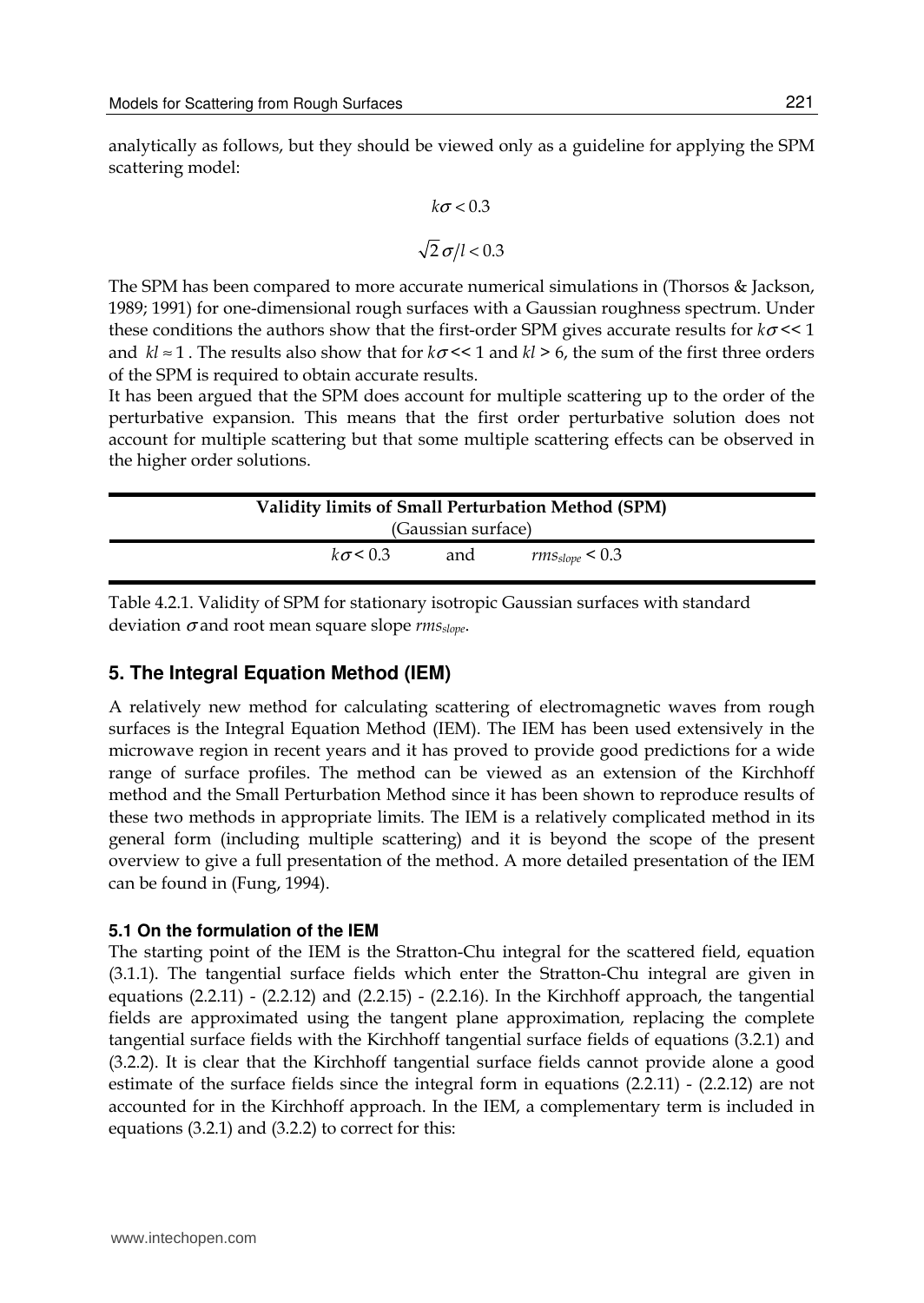analytically as follows, but they should be viewed only as a guideline for applying the SPM scattering model:

$$k\sigma < 0.3$$

$$\sqrt{2}\,\sigma/l < 0.3$$

The SPM has been compared to more accurate numerical simulations in (Thorsos & Jackson, 1989; 1991) for one-dimensional rough surfaces with a Gaussian roughness spectrum. Under these conditions the authors show that the first-order SPM gives accurate results for $k\sigma << 1$ and $kl \approx 1$. The results also show that for $k\sigma << 1$ and $kl > 6$, the sum of the first three orders of the SPM is required to obtain accurate results.

It has been argued that the SPM does account for multiple scattering up to the order of the perturbative expansion. This means that the first order perturbative solution does not account for multiple scattering but that some multiple scattering effects can be observed in the higher order solutions.

| **Validity limits of Small Perturbation Method (SPM)** (Gaussian surface) | | |
|---|---|---|
| $k\sigma < 0.3$ | and | $rms_{slope} < 0.3$ |

Table 4.2.1. Validity of SPM for stationary isotropic Gaussian surfaces with standard deviation $\sigma$ and root mean square slope $rms_{slope}$.

## 5. The Integral Equation Method (IEM)

A relatively new method for calculating scattering of electromagnetic waves from rough surfaces is the Integral Equation Method (IEM). The IEM has been used extensively in the microwave region in recent years and it has proved to provide good predictions for a wide range of surface profiles. The method can be viewed as an extension of the Kirchhoff method and the Small Perturbation Method since it has been shown to reproduce results of these two methods in appropriate limits. The IEM is a relatively complicated method in its general form (including multiple scattering) and it is beyond the scope of the present overview to give a full presentation of the method. A more detailed presentation of the IEM can be found in (Fung, 1994).

### 5.1 On the formulation of the IEM

The starting point of the IEM is the Stratton-Chu integral for the scattered field, equation (3.1.1). The tangential surface fields which enter the Stratton-Chu integral are given in equations (2.2.11) - (2.2.12) and (2.2.15) - (2.2.16). In the Kirchhoff approach, the tangential fields are approximated using the tangent plane approximation, replacing the complete tangential surface fields with the Kirchhoff tangential surface fields of equations (3.2.1) and (3.2.2). It is clear that the Kirchhoff tangential surface fields cannot provide alone a good estimate of the surface fields since the integral form in equations (2.2.11) - (2.2.12) are not accounted for in the Kirchhoff approach. In the IEM, a complementary term is included in equations (3.2.1) and (3.2.2) to correct for this: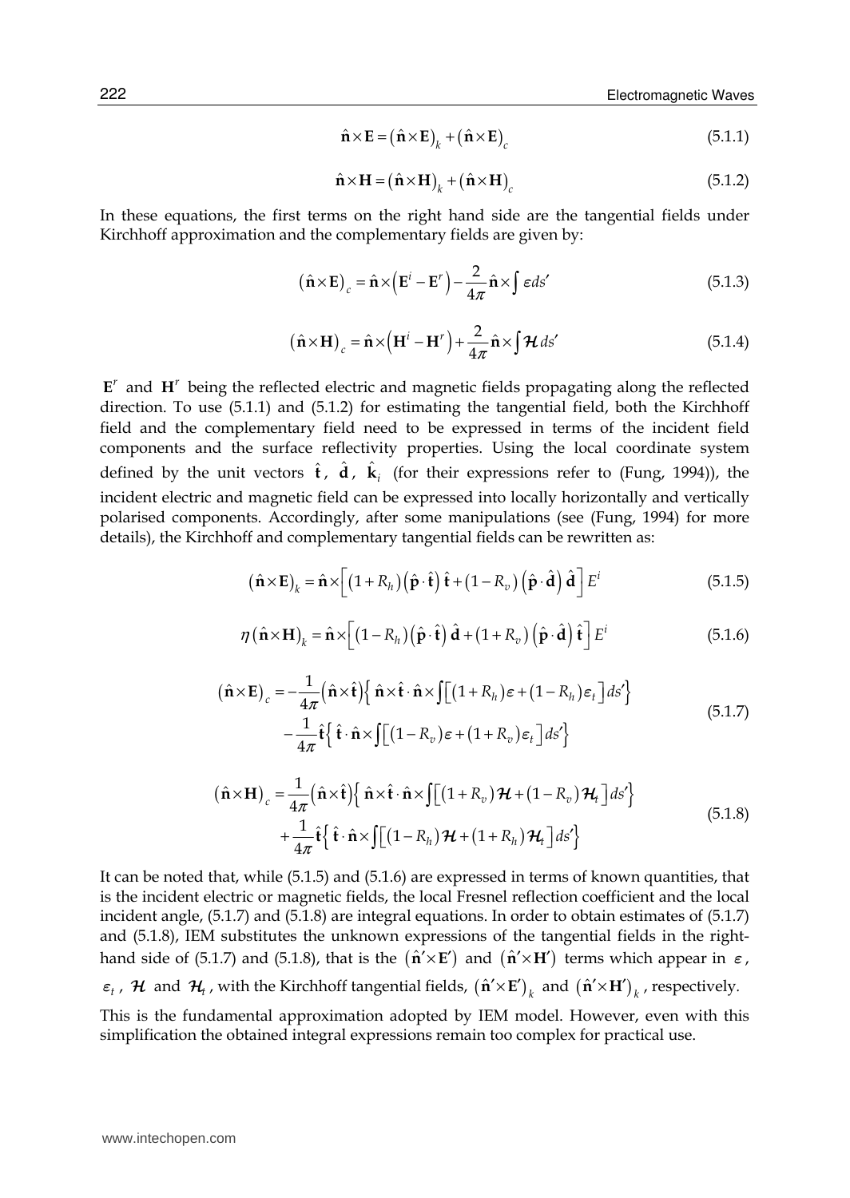$$\hat{\mathbf{n}} \times \mathbf{E} = \left(\hat{\mathbf{n}} \times \mathbf{E}\right)_k + \left(\hat{\mathbf{n}} \times \mathbf{E}\right)_c \tag{5.1.1}$$

$$\hat{\mathbf{n}} \times \mathbf{H} = \left(\hat{\mathbf{n}} \times \mathbf{H}\right)_k + \left(\hat{\mathbf{n}} \times \mathbf{H}\right)_c \tag{5.1.2}$$

In these equations, the first terms on the right hand side are the tangential fields under Kirchhoff approximation and the complementary fields are given by:

$$\left(\hat{\mathbf{n}} \times \mathbf{E}\right)_c = \hat{\mathbf{n}} \times \left(\mathbf{E}^i - \mathbf{E}^r\right) - \frac{2}{4\pi} \hat{\mathbf{n}} \times \int \varepsilon ds' \tag{5.1.3}$$

$$\left(\hat{\mathbf{n}} \times \mathbf{H}\right)_c = \hat{\mathbf{n}} \times \left(\mathbf{H}^i - \mathbf{H}^r\right) + \frac{2}{4\pi} \hat{\mathbf{n}} \times \int \mathcal{H} ds' \tag{5.1.4}$$

$\mathbf{E}^r$ and $\mathbf{H}^r$ being the reflected electric and magnetic fields propagating along the reflected direction. To use (5.1.1) and (5.1.2) for estimating the tangential field, both the Kirchhoff field and the complementary field need to be expressed in terms of the incident field components and the surface reflectivity properties. Using the local coordinate system defined by the unit vectors $\hat{\mathbf{t}}$, $\hat{\mathbf{d}}$, $\hat{\mathbf{k}}_i$ (for their expressions refer to (Fung, 1994)), the incident electric and magnetic field can be expressed into locally horizontally and vertically polarised components. Accordingly, after some manipulations (see (Fung, 1994) for more details), the Kirchhoff and complementary tangential fields can be rewritten as:

$$\left(\hat{\mathbf{n}} \times \mathbf{E}\right)_k = \hat{\mathbf{n}} \times \left[ \left(1 + R_h\right)\left(\hat{\mathbf{p}} \cdot \hat{\mathbf{t}}\right) \hat{\mathbf{t}} + \left(1 - R_v\right)\left(\hat{\mathbf{p}} \cdot \hat{\mathbf{d}}\right) \hat{\mathbf{d}} \right] E^i \tag{5.1.5}$$

$$\eta \left(\hat{\mathbf{n}} \times \mathbf{H}\right)_k = \hat{\mathbf{n}} \times \left[ \left(1 - R_h\right)\left(\hat{\mathbf{p}} \cdot \hat{\mathbf{t}}\right) \hat{\mathbf{d}} + \left(1 + R_v\right)\left(\hat{\mathbf{p}} \cdot \hat{\mathbf{d}}\right) \hat{\mathbf{t}} \right] E^i \tag{5.1.6}$$

$$\begin{aligned} \left(\hat{\mathbf{n}} \times \mathbf{E}\right)_c = & -\frac{1}{4\pi}\left(\hat{\mathbf{n}} \times \hat{\mathbf{t}}\right)\left\{ \hat{\mathbf{n}} \times \hat{\mathbf{t}} \cdot \hat{\mathbf{n}} \times \int \left[ \left(1 + R_h\right)\varepsilon + \left(1 - R_h\right)\varepsilon_t \right] ds' \right\} \\ & -\frac{1}{4\pi}\hat{\mathbf{t}}\left\{ \hat{\mathbf{t}} \cdot \hat{\mathbf{n}} \times \int \left[ \left(1 - R_v\right)\varepsilon + \left(1 + R_v\right)\varepsilon_t \right] ds' \right\} \end{aligned} \tag{5.1.7}$$

$$\begin{aligned} \left(\hat{\mathbf{n}} \times \mathbf{H}\right)_c = & \frac{1}{4\pi}\left(\hat{\mathbf{n}} \times \hat{\mathbf{t}}\right)\left\{ \hat{\mathbf{n}} \times \hat{\mathbf{t}} \cdot \hat{\mathbf{n}} \times \int \left[ \left(1 + R_v\right)\mathcal{H} + \left(1 - R_v\right)\mathcal{H}_t \right] ds' \right\} \\ & +\frac{1}{4\pi}\hat{\mathbf{t}}\left\{ \hat{\mathbf{t}} \cdot \hat{\mathbf{n}} \times \int \left[ \left(1 - R_h\right)\mathcal{H} + \left(1 + R_h\right)\mathcal{H}_t \right] ds' \right\} \end{aligned} \tag{5.1.8}$$

It can be noted that, while (5.1.5) and (5.1.6) are expressed in terms of known quantities, that is the incident electric or magnetic fields, the local Fresnel reflection coefficient and the local incident angle, (5.1.7) and (5.1.8) are integral equations. In order to obtain estimates of (5.1.7) and (5.1.8), IEM substitutes the unknown expressions of the tangential fields in the right-hand side of (5.1.7) and (5.1.8), that is the $\left(\hat{\mathbf{n}}' \times \mathbf{E}'\right)$ and $\left(\hat{\mathbf{n}}' \times \mathbf{H}'\right)$ terms which appear in $\varepsilon$, $\varepsilon_t$, $\mathcal{H}$ and $\mathcal{H}_t$, with the Kirchhoff tangential fields, $\left(\hat{\mathbf{n}}' \times \mathbf{E}'\right)_k$ and $\left(\hat{\mathbf{n}}' \times \mathbf{H}'\right)_k$, respectively.

This is the fundamental approximation adopted by IEM model. However, even with this simplification the obtained integral expressions remain too complex for practical use.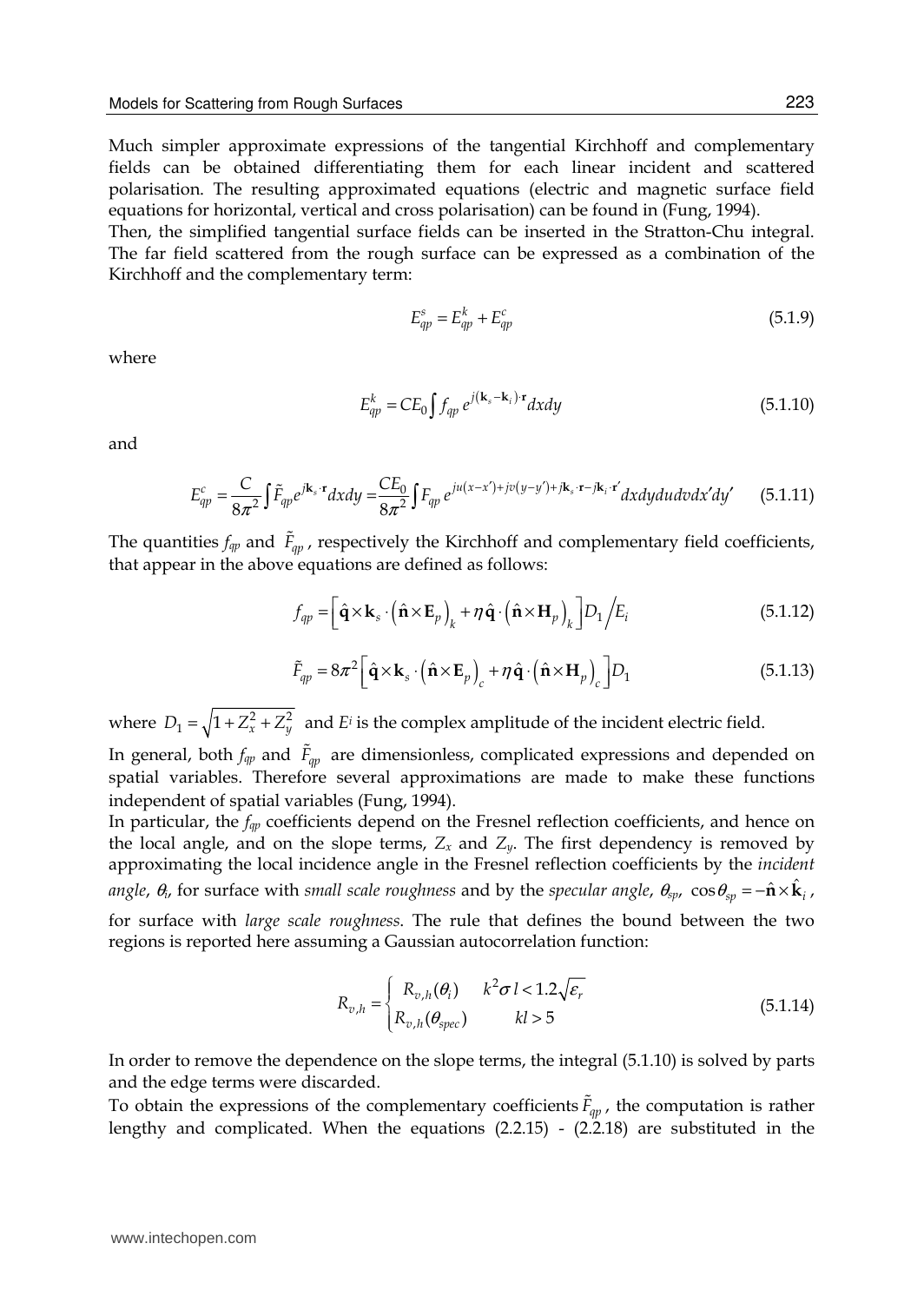Much simpler approximate expressions of the tangential Kirchhoff and complementary fields can be obtained differentiating them for each linear incident and scattered polarisation. The resulting approximated equations (electric and magnetic surface field equations for horizontal, vertical and cross polarisation) can be found in (Fung, 1994).

Then, the simplified tangential surface fields can be inserted in the Stratton-Chu integral. The far field scattered from the rough surface can be expressed as a combination of the Kirchhoff and the complementary term:

$$E_{qp}^{s} = E_{qp}^{k} + E_{qp}^{c} \tag{5.1.9}$$

where

$$E_{qp}^{k} = CE_0 \int f_{qp}\, e^{j(\mathbf{k}_s - \mathbf{k}_i)\cdot \mathbf{r}} dxdy \tag{5.1.10}$$

and

$$E_{qp}^{c} = \frac{C}{8\pi^2}\int \tilde{F}_{qp} e^{j\mathbf{k}_s \cdot \mathbf{r}} dxdy = \frac{CE_0}{8\pi^2}\int F_{qp}\, e^{ju(x-x')+jv(y-y')+j\mathbf{k}_s\cdot\mathbf{r}-j\mathbf{k}_i\cdot\mathbf{r}'} dxdydudvdx'dy' \tag{5.1.11}$$

The quantities $f_{qp}$ and $\tilde{F}_{qp}$, respectively the Kirchhoff and complementary field coefficients, that appear in the above equations are defined as follows:

$$f_{qp} = \left[\hat{\mathbf{q}} \times \mathbf{k}_s \cdot \left(\hat{\mathbf{n}} \times \mathbf{E}_p\right)_k + \eta\, \hat{\mathbf{q}} \cdot \left(\hat{\mathbf{n}} \times \mathbf{H}_p\right)_k\right] D_1 \big/ E_i \tag{5.1.12}$$

$$\tilde{F}_{qp} = 8\pi^2 \left[\hat{\mathbf{q}} \times \mathbf{k}_s \cdot \left(\hat{\mathbf{n}} \times \mathbf{E}_p\right)_c + \eta\, \hat{\mathbf{q}} \cdot \left(\hat{\mathbf{n}} \times \mathbf{H}_p\right)_c\right] D_1 \tag{5.1.13}$$

where $D_1 = \sqrt{1 + Z_x^2 + Z_y^2}$ and $E^i$ is the complex amplitude of the incident electric field.

In general, both $f_{qp}$ and $\tilde{F}_{qp}$ are dimensionless, complicated expressions and depended on spatial variables. Therefore several approximations are made to make these functions independent of spatial variables (Fung, 1994).

In particular, the $f_{qp}$ coefficients depend on the Fresnel reflection coefficients, and hence on the local angle, and on the slope terms, $Z_x$ and $Z_y$. The first dependency is removed by approximating the local incidence angle in the Fresnel reflection coefficients by the *incident angle*, $\theta_i$, for surface with *small scale roughness* and by the *specular angle*, $\theta_{sp}$, $\cos\theta_{sp} = -\hat{\mathbf{n}} \times \hat{\mathbf{k}}_i$, for surface with *large scale roughness*. The rule that defines the bound between the two regions is reported here assuming a Gaussian autocorrelation function:

$$R_{v,h} = \begin{cases} R_{v,h}(\theta_i) & k^2\sigma\, l < 1.2\sqrt{\varepsilon_r} \\ R_{v,h}(\theta_{spec}) & kl > 5 \end{cases} \tag{5.1.14}$$

In order to remove the dependence on the slope terms, the integral (5.1.10) is solved by parts and the edge terms were discarded.

To obtain the expressions of the complementary coefficients $\tilde{F}_{qp}$, the computation is rather lengthy and complicated. When the equations (2.2.15) - (2.2.18) are substituted in the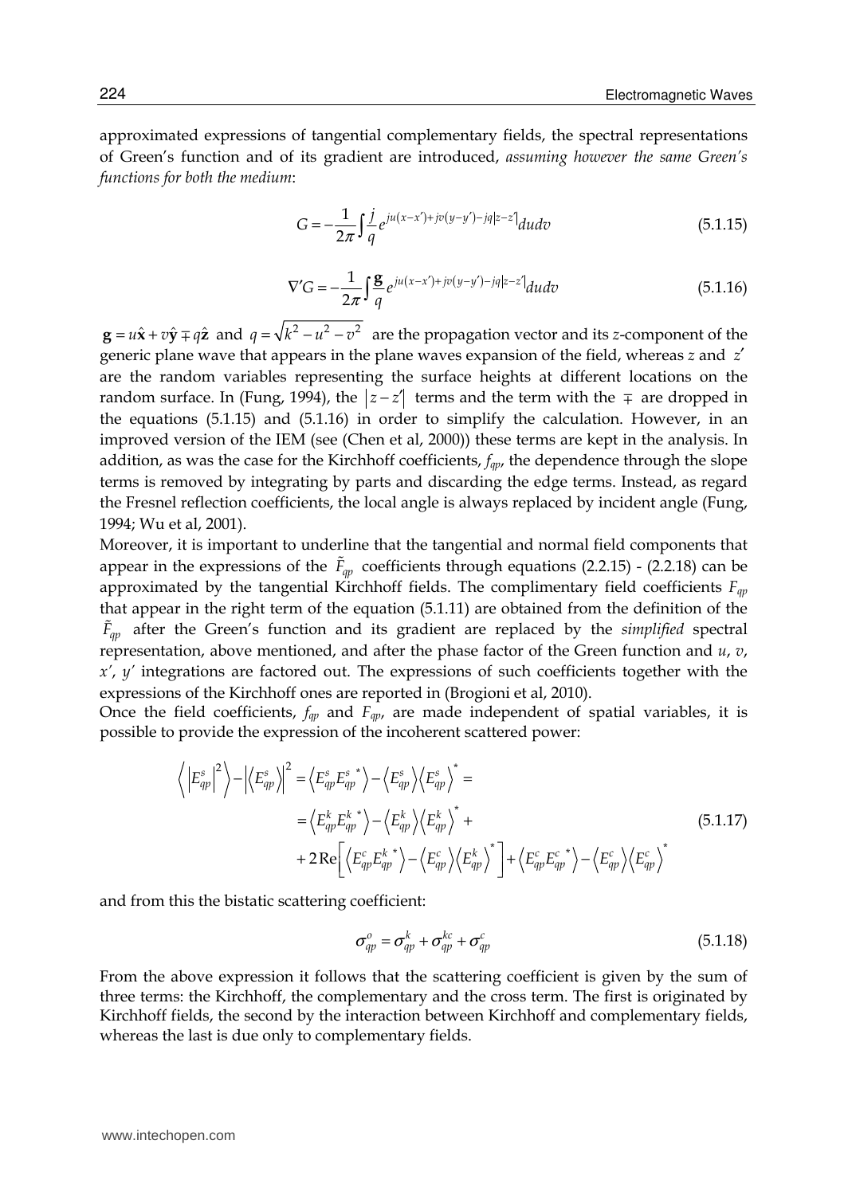approximated expressions of tangential complementary fields, the spectral representations of Green's function and of its gradient are introduced, *assuming however the same Green's functions for both the medium*:

$$G = -\frac{1}{2\pi}\int \frac{j}{q} e^{ju(x-x')+jv(y-y')-jq|z-z'|} du dv \tag{5.1.15}$$

$$\nabla' G = -\frac{1}{2\pi}\int \frac{\mathbf{g}}{q} e^{ju(x-x')+jv(y-y')-jq|z-z'|} du dv \tag{5.1.16}$$

$\mathbf{g} = u\hat{\mathbf{x}} + v\hat{\mathbf{y}} \mp q\hat{\mathbf{z}}$ and $q = \sqrt{k^2 - u^2 - v^2}$ are the propagation vector and its *z*-component of the generic plane wave that appears in the plane waves expansion of the field, whereas $z$ and $z'$ are the random variables representing the surface heights at different locations on the random surface. In (Fung, 1994), the $|z - z'|$ terms and the term with the $\mp$ are dropped in the equations (5.1.15) and (5.1.16) in order to simplify the calculation. However, in an improved version of the IEM (see (Chen et al, 2000)) these terms are kept in the analysis. In addition, as was the case for the Kirchhoff coefficients, $f_{qp}$, the dependence through the slope terms is removed by integrating by parts and discarding the edge terms. Instead, as regard the Fresnel reflection coefficients, the local angle is always replaced by incident angle (Fung, 1994; Wu et al, 2001).

Moreover, it is important to underline that the tangential and normal field components that appear in the expressions of the $\tilde{F}_{qp}$ coefficients through equations (2.2.15) - (2.2.18) can be approximated by the tangential Kirchhoff fields. The complimentary field coefficients $F_{qp}$ that appear in the right term of the equation (5.1.11) are obtained from the definition of the $\tilde{F}_{qp}$ after the Green's function and its gradient are replaced by the *simplified* spectral representation, above mentioned, and after the phase factor of the Green function and $u$, $v$, $x'$, $y'$ integrations are factored out. The expressions of such coefficients together with the expressions of the Kirchhoff ones are reported in (Brogioni et al, 2010).

Once the field coefficients, $f_{qp}$ and $F_{qp}$, are made independent of spatial variables, it is possible to provide the expression of the incoherent scattered power:

$$\begin{aligned}
\left\langle \left|E_{qp}^s\right|^2 \right\rangle - \left|\left\langle E_{qp}^s \right\rangle\right|^2 &= \left\langle E_{qp}^s E_{qp}^{s\,*} \right\rangle - \left\langle E_{qp}^s \right\rangle \left\langle E_{qp}^s \right\rangle^* = \\
&= \left\langle E_{qp}^k E_{qp}^{k\,*} \right\rangle - \left\langle E_{qp}^k \right\rangle \left\langle E_{qp}^k \right\rangle^* + \\
&+ 2\,\mathrm{Re}\left[ \left\langle E_{qp}^c E_{qp}^{k\,*} \right\rangle - \left\langle E_{qp}^c \right\rangle \left\langle E_{qp}^k \right\rangle^* \right] + \left\langle E_{qp}^c E_{qp}^{c\,*} \right\rangle - \left\langle E_{qp}^c \right\rangle \left\langle E_{qp}^c \right\rangle^*
\end{aligned} \tag{5.1.17}$$

and from this the bistatic scattering coefficient:

$$\sigma_{qp}^o = \sigma_{qp}^k + \sigma_{qp}^{kc} + \sigma_{qp}^c \tag{5.1.18}$$

From the above expression it follows that the scattering coefficient is given by the sum of three terms: the Kirchhoff, the complementary and the cross term. The first is originated by Kirchhoff fields, the second by the interaction between Kirchhoff and complementary fields, whereas the last is due only to complementary fields.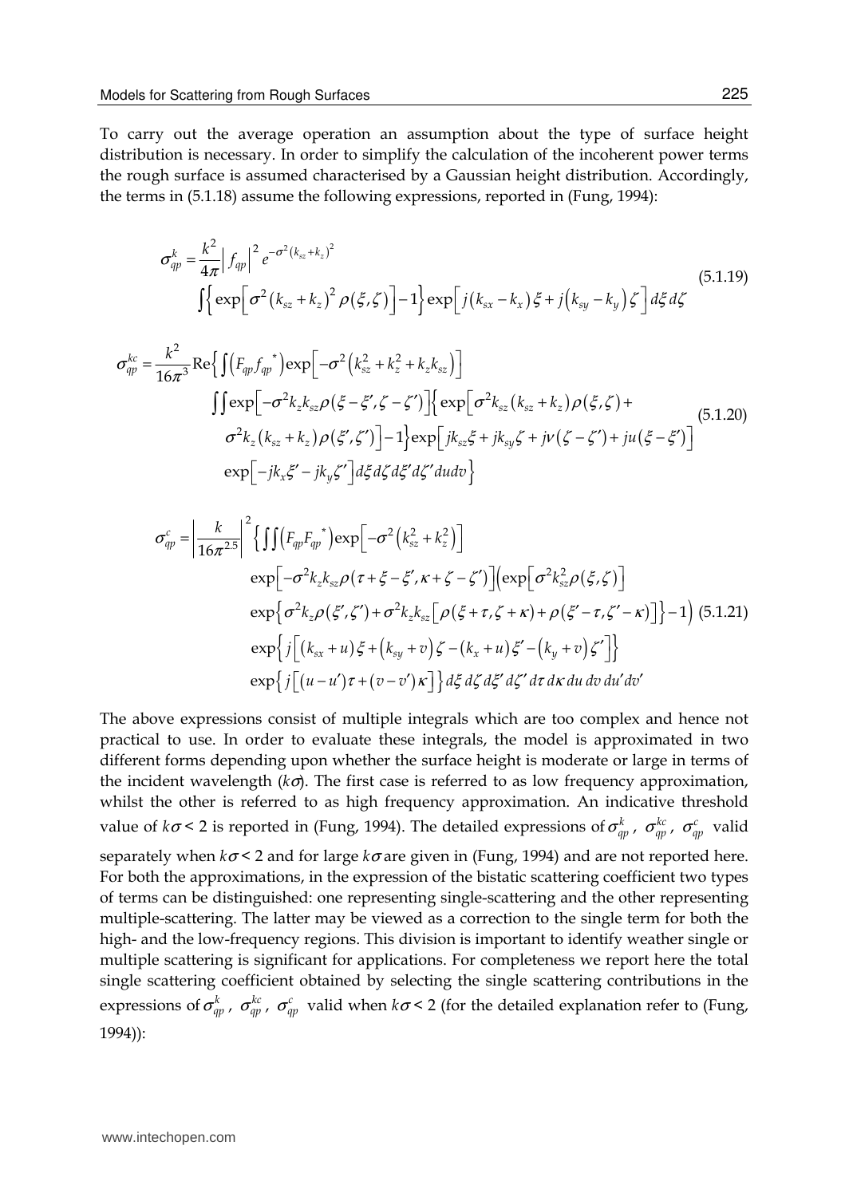To carry out the average operation an assumption about the type of surface height distribution is necessary. In order to simplify the calculation of the incoherent power terms the rough surface is assumed characterised by a Gaussian height distribution. Accordingly, the terms in (5.1.18) assume the following expressions, reported in (Fung, 1994):

$$
\begin{aligned}
\sigma_{qp}^{k} = \frac{k^2}{4\pi} \left| f_{qp} \right|^2 e^{-\sigma^2 (k_{sz}+k_z)^2} \\
\int \left\{ \exp\left[ \sigma^2 (k_{sz}+k_z)^2 \rho(\xi,\zeta) \right] - 1 \right\} \exp\left[ j(k_{sx}-k_x)\xi + j(k_{sy}-k_y)\zeta \right] d\xi \, d\zeta
\end{aligned}
\tag{5.1.19}
$$

$$
\begin{aligned}
\sigma_{qp}^{kc} = \frac{k^2}{16\pi^3} \mathrm{Re} \Big\{ \int \left( F_{qp} f_{qp}^{\ *} \right) \exp\left[ -\sigma^2 \left( k_{sz}^2 + k_z^2 + k_z k_{sz} \right) \right] \\
\iint \exp\left[ -\sigma^2 k_z k_{sz} \rho(\xi-\xi', \zeta-\zeta') \right] \Big\{ \exp\Big[ \sigma^2 k_{sz} (k_{sz}+k_z) \rho(\xi,\zeta) + \\
\sigma^2 k_z (k_{sz}+k_z) \rho(\xi',\zeta') \Big] - 1 \Big\} \exp\left[ jk_{sz}\xi + jk_{sy}\zeta + jv(\zeta-\zeta') + ju(\xi-\xi') \right] \\
\exp\left[ -jk_x \xi' - jk_y \zeta' \right] d\xi \, d\zeta \, d\xi' \, d\zeta' \, du \, dv \Big\}
\end{aligned}
\tag{5.1.20}
$$

$$
\begin{aligned}
\sigma_{qp}^{c} = \left| \frac{k}{16\pi^{2.5}} \right|^2 \Big\{ \iiint \left( F_{qp} F_{qp}^{\ *} \right) \exp\left[ -\sigma^2 \left( k_{sz}^2 + k_z^2 \right) \right] \\
\exp\left[ -\sigma^2 k_z k_{sz} \rho(\tau+\xi-\xi', \kappa+\zeta-\zeta') \right] \Big( \exp\left[ \sigma^2 k_{sz}^2 \rho(\xi,\zeta) \right] \\
\exp\left\{ \sigma^2 k_z \rho(\xi',\zeta') + \sigma^2 k_z k_{sz} \left[ \rho(\xi+\tau, \zeta+\kappa) + \rho(\xi'-\tau, \zeta'-\kappa) \right] \right\} - 1 \Big) \\
\exp\left\{ j\left[ (k_{sx}+u)\xi + (k_{sy}+v)\zeta - (k_x+u)\xi' - (k_y+v)\zeta' \right] \right\} \\
\exp\left\{ j\left[ (u-u')\tau + (v-v')\kappa \right] \right\} d\xi \, d\zeta \, d\xi' \, d\zeta' \, d\tau \, d\kappa \, du \, dv \, du' \, dv'
\end{aligned}
\tag{5.1.21}
$$

The above expressions consist of multiple integrals which are too complex and hence not practical to use. In order to evaluate these integrals, the model is approximated in two different forms depending upon whether the surface height is moderate or large in terms of the incident wavelength ($k\sigma$). The first case is referred to as low frequency approximation, whilst the other is referred to as high frequency approximation. An indicative threshold value of $k\sigma < 2$ is reported in (Fung, 1994). The detailed expressions of $\sigma_{qp}^{k}$, $\sigma_{qp}^{kc}$, $\sigma_{qp}^{c}$ valid separately when $k\sigma < 2$ and for large $k\sigma$ are given in (Fung, 1994) and are not reported here. For both the approximations, in the expression of the bistatic scattering coefficient two types of terms can be distinguished: one representing single-scattering and the other representing multiple-scattering. The latter may be viewed as a correction to the single term for both the high- and the low-frequency regions. This division is important to identify weather single or multiple scattering is significant for applications. For completeness we report here the total single scattering coefficient obtained by selecting the single scattering contributions in the expressions of $\sigma_{qp}^{k}$, $\sigma_{qp}^{kc}$, $\sigma_{qp}^{c}$ valid when $k\sigma < 2$ (for the detailed explanation refer to (Fung, 1994)):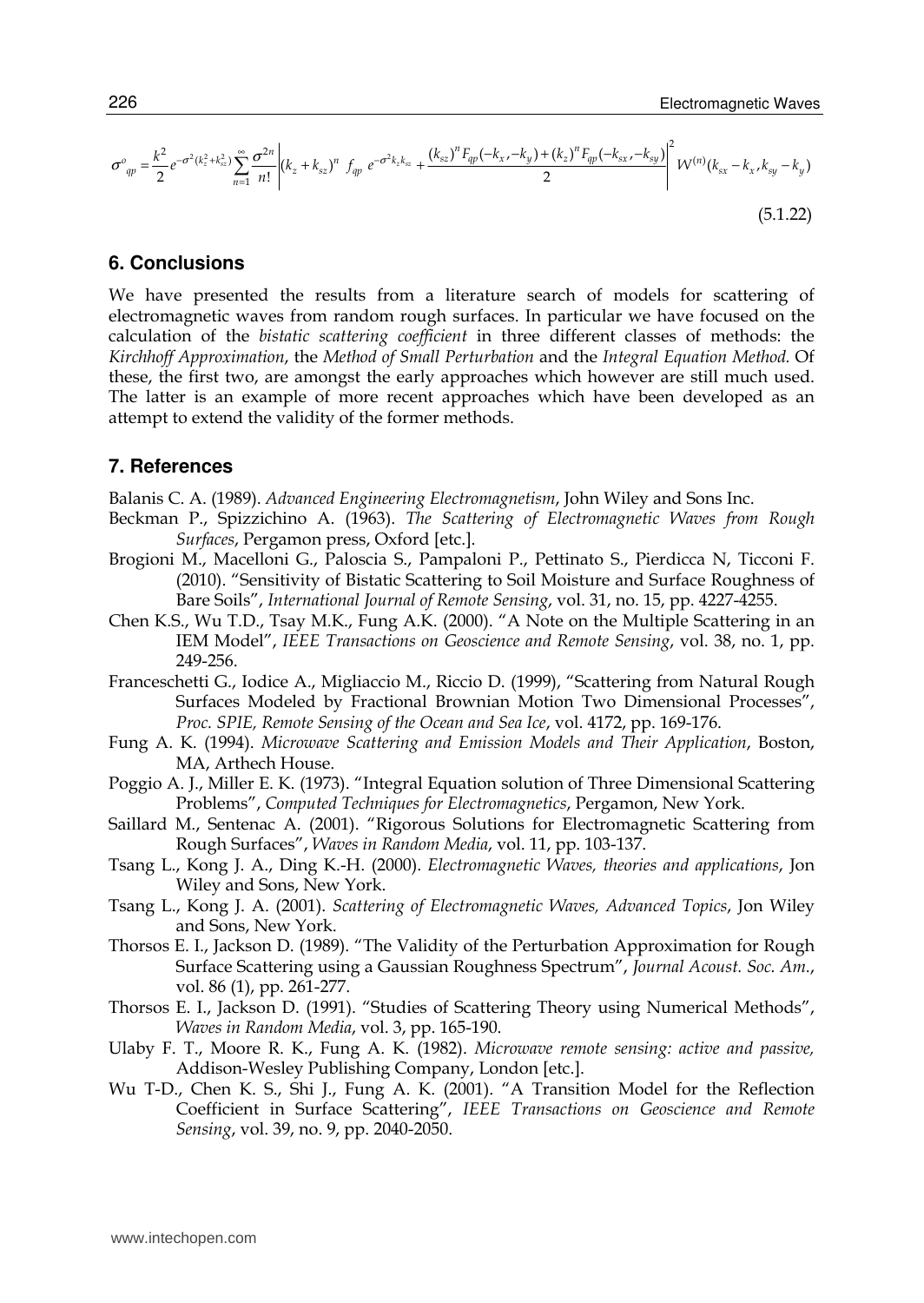$$\sigma^{o}{}_{qp} = \frac{k^2}{2} e^{-\sigma^2(k_z^2+k_{sz}^2)} \sum_{n=1}^{\infty} \frac{\sigma^{2n}}{n!} \left| (k_z + k_{sz})^n \ f_{qp} \ e^{-\sigma^2 k_z k_{sz}} + \frac{(k_{sz})^n F_{qp}(-k_x, -k_y) + (k_z)^n F_{qp}(-k_{sx}, -k_{sy})}{2} \right|^2 W^{(n)}(k_{sx} - k_x, k_{sy} - k_y) \tag{5.1.22}$$

## 6. Conclusions

We have presented the results from a literature search of models for scattering of electromagnetic waves from random rough surfaces. In particular we have focused on the calculation of the *bistatic scattering coefficient* in three different classes of methods: the *Kirchhoff Approximation*, the *Method of Small Perturbation* and the *Integral Equation Method*. Of these, the first two, are amongst the early approaches which however are still much used. The latter is an example of more recent approaches which have been developed as an attempt to extend the validity of the former methods.

## 7. References

Balanis C. A. (1989). *Advanced Engineering Electromagnetism*, John Wiley and Sons Inc.

Beckman P., Spizzichino A. (1963). *The Scattering of Electromagnetic Waves from Rough Surfaces*, Pergamon press, Oxford [etc.].

Brogioni M., Macelloni G., Paloscia S., Pampaloni P., Pettinato S., Pierdicca N, Ticconi F. (2010). "Sensitivity of Bistatic Scattering to Soil Moisture and Surface Roughness of Bare Soils", *International Journal of Remote Sensing*, vol. 31, no. 15, pp. 4227-4255.

Chen K.S., Wu T.D., Tsay M.K., Fung A.K. (2000). "A Note on the Multiple Scattering in an IEM Model", *IEEE Transactions on Geoscience and Remote Sensing*, vol. 38, no. 1, pp. 249-256.

Franceschetti G., Iodice A., Migliaccio M., Riccio D. (1999), "Scattering from Natural Rough Surfaces Modeled by Fractional Brownian Motion Two Dimensional Processes", *Proc. SPIE, Remote Sensing of the Ocean and Sea Ice*, vol. 4172, pp. 169-176.

Fung A. K. (1994). *Microwave Scattering and Emission Models and Their Application*, Boston, MA, Arthech House.

Poggio A. J., Miller E. K. (1973). "Integral Equation solution of Three Dimensional Scattering Problems", *Computed Techniques for Electromagnetics*, Pergamon, New York.

Saillard M., Sentenac A. (2001). "Rigorous Solutions for Electromagnetic Scattering from Rough Surfaces", *Waves in Random Media*, vol. 11, pp. 103-137.

Tsang L., Kong J. A., Ding K.-H. (2000). *Electromagnetic Waves, theories and applications*, Jon Wiley and Sons, New York.

Tsang L., Kong J. A. (2001). *Scattering of Electromagnetic Waves, Advanced Topics*, Jon Wiley and Sons, New York.

Thorsos E. I., Jackson D. (1989). "The Validity of the Perturbation Approximation for Rough Surface Scattering using a Gaussian Roughness Spectrum", *Journal Acoust. Soc. Am.*, vol. 86 (1), pp. 261-277.

Thorsos E. I., Jackson D. (1991). "Studies of Scattering Theory using Numerical Methods", *Waves in Random Media*, vol. 3, pp. 165-190.

Ulaby F. T., Moore R. K., Fung A. K. (1982). *Microwave remote sensing: active and passive,* Addison-Wesley Publishing Company, London [etc.].

Wu T-D., Chen K. S., Shi J., Fung A. K. (2001). "A Transition Model for the Reflection Coefficient in Surface Scattering", *IEEE Transactions on Geoscience and Remote Sensing*, vol. 39, no. 9, pp. 2040-2050.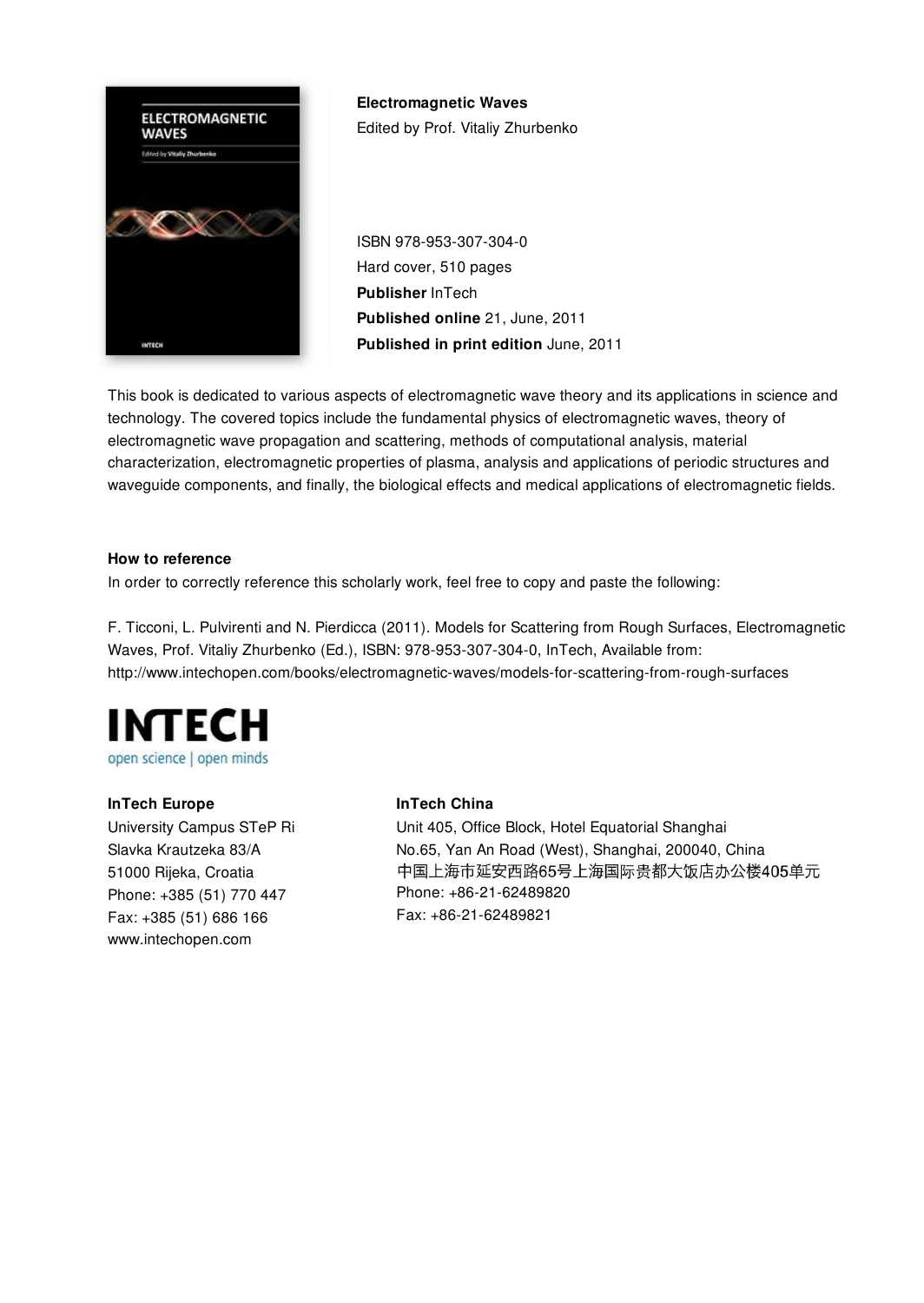**Electromagnetic Waves**
Edited by Prof. Vitaliy Zhurbenko

ISBN 978-953-307-304-0
Hard cover, 510 pages
**Publisher** InTech
**Published online** 21, June, 2011
**Published in print edition** June, 2011

This book is dedicated to various aspects of electromagnetic wave theory and its applications in science and technology. The covered topics include the fundamental physics of electromagnetic waves, theory of electromagnetic wave propagation and scattering, methods of computational analysis, material characterization, electromagnetic properties of plasma, analysis and applications of periodic structures and waveguide components, and finally, the biological effects and medical applications of electromagnetic fields.

**How to reference**

In order to correctly reference this scholarly work, feel free to copy and paste the following:

F. Ticconi, L. Pulvirenti and N. Pierdicca (2011). Models for Scattering from Rough Surfaces, Electromagnetic Waves, Prof. Vitaliy Zhurbenko (Ed.), ISBN: 978-953-307-304-0, InTech, Available from: http://www.intechopen.com/books/electromagnetic-waves/models-for-scattering-from-rough-surfaces

**INTECH**
open science | open minds

**InTech Europe**
University Campus STeP Ri
Slavka Krautzeka 83/A
51000 Rijeka, Croatia
Phone: +385 (51) 770 447
Fax: +385 (51) 686 166
www.intechopen.com

**InTech China**
Unit 405, Office Block, Hotel Equatorial Shanghai
No.65, Yan An Road (West), Shanghai, 200040, China
中国上海市延安西路65号上海国际贵都大饭店办公楼405单元
Phone: +86-21-62489820
Fax: +86-21-62489821